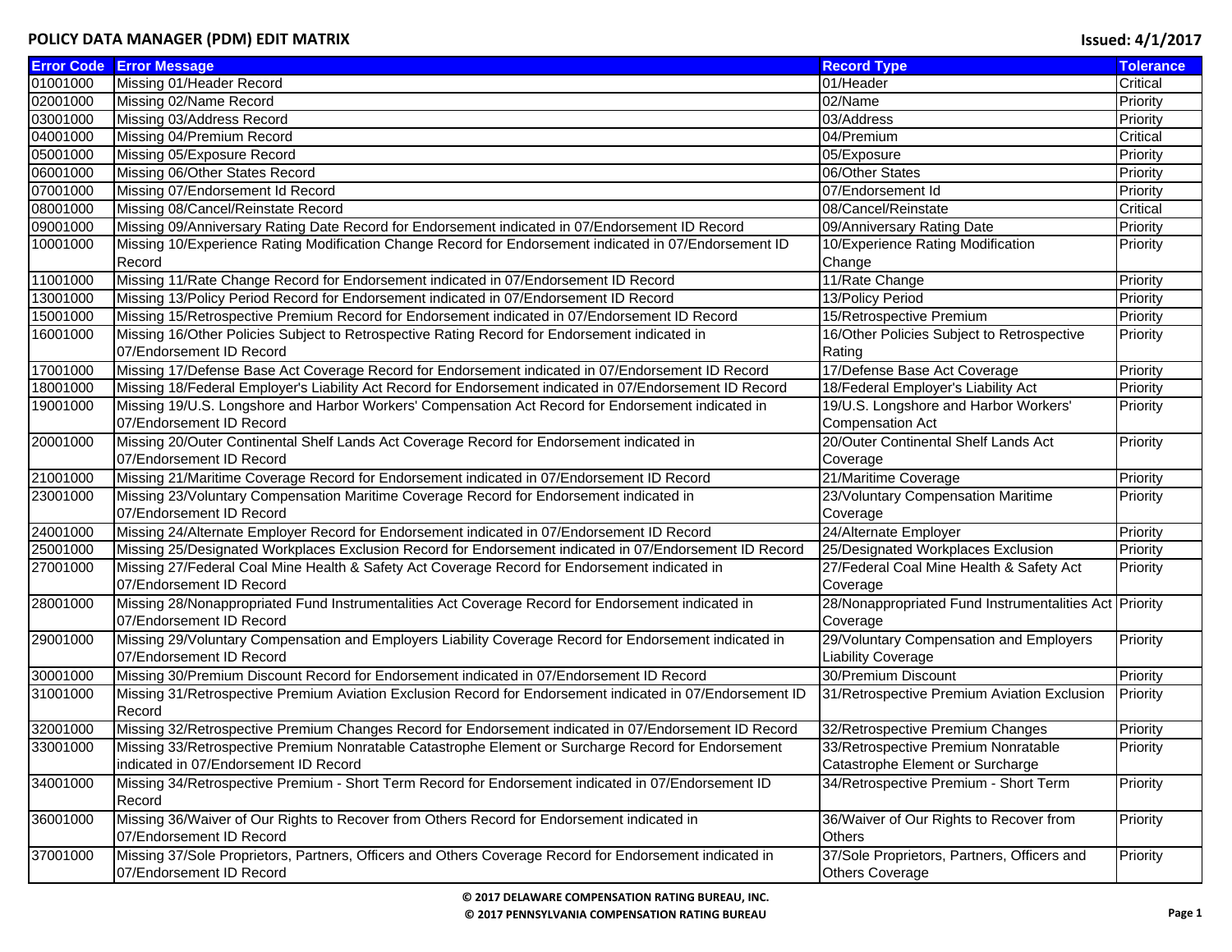# POLICY DATA MANAGER (PDM) EDIT MATRIX

**Issued: 4/1/2017**

| Error Code | Error Message | Record Type | Tolerance |
|---|---|---|---|
| 01001000 | Missing 01/Header Record | 01/Header | Critical |
| 02001000 | Missing 02/Name Record | 02/Name | Priority |
| 03001000 | Missing 03/Address Record | 03/Address | Priority |
| 04001000 | Missing 04/Premium Record | 04/Premium | Critical |
| 05001000 | Missing 05/Exposure Record | 05/Exposure | Priority |
| 06001000 | Missing 06/Other States Record | 06/Other States | Priority |
| 07001000 | Missing 07/Endorsement Id Record | 07/Endorsement Id | Priority |
| 08001000 | Missing 08/Cancel/Reinstate Record | 08/Cancel/Reinstate | Critical |
| 09001000 | Missing 09/Anniversary Rating Date Record for Endorsement indicated in 07/Endorsement ID Record | 09/Anniversary Rating Date | Priority |
| 10001000 | Missing 10/Experience Rating Modification Change Record for Endorsement indicated in 07/Endorsement ID Record | 10/Experience Rating Modification Change | Priority |
| 11001000 | Missing 11/Rate Change Record for Endorsement indicated in 07/Endorsement ID Record | 11/Rate Change | Priority |
| 13001000 | Missing 13/Policy Period Record for Endorsement indicated in 07/Endorsement ID Record | 13/Policy Period | Priority |
| 15001000 | Missing 15/Retrospective Premium Record for Endorsement indicated in 07/Endorsement ID Record | 15/Retrospective Premium | Priority |
| 16001000 | Missing 16/Other Policies Subject to Retrospective Rating Record for Endorsement indicated in 07/Endorsement ID Record | 16/Other Policies Subject to Retrospective Rating | Priority |
| 17001000 | Missing 17/Defense Base Act Coverage Record for Endorsement indicated in 07/Endorsement ID Record | 17/Defense Base Act Coverage | Priority |
| 18001000 | Missing 18/Federal Employer's Liability Act Record for Endorsement indicated in 07/Endorsement ID Record | 18/Federal Employer's Liability Act | Priority |
| 19001000 | Missing 19/U.S. Longshore and Harbor Workers' Compensation Act Record for Endorsement indicated in 07/Endorsement ID Record | 19/U.S. Longshore and Harbor Workers' Compensation Act | Priority |
| 20001000 | Missing 20/Outer Continental Shelf Lands Act Coverage Record for Endorsement indicated in 07/Endorsement ID Record | 20/Outer Continental Shelf Lands Act Coverage | Priority |
| 21001000 | Missing 21/Maritime Coverage Record for Endorsement indicated in 07/Endorsement ID Record | 21/Maritime Coverage | Priority |
| 23001000 | Missing 23/Voluntary Compensation Maritime Coverage Record for Endorsement indicated in 07/Endorsement ID Record | 23/Voluntary Compensation Maritime Coverage | Priority |
| 24001000 | Missing 24/Alternate Employer Record for Endorsement indicated in 07/Endorsement ID Record | 24/Alternate Employer | Priority |
| 25001000 | Missing 25/Designated Workplaces Exclusion Record for Endorsement indicated in 07/Endorsement ID Record | 25/Designated Workplaces Exclusion | Priority |
| 27001000 | Missing 27/Federal Coal Mine Health & Safety Act Coverage Record for Endorsement indicated in 07/Endorsement ID Record | 27/Federal Coal Mine Health & Safety Act Coverage | Priority |
| 28001000 | Missing 28/Nonappropriated Fund Instrumentalities Act Coverage Record for Endorsement indicated in 07/Endorsement ID Record | 28/Nonappropriated Fund Instrumentalities Act Coverage | Priority |
| 29001000 | Missing 29/Voluntary Compensation and Employers Liability Coverage Record for Endorsement indicated in 07/Endorsement ID Record | 29/Voluntary Compensation and Employers Liability Coverage | Priority |
| 30001000 | Missing 30/Premium Discount Record for Endorsement indicated in 07/Endorsement ID Record | 30/Premium Discount | Priority |
| 31001000 | Missing 31/Retrospective Premium Aviation Exclusion Record for Endorsement indicated in 07/Endorsement ID Record | 31/Retrospective Premium Aviation Exclusion | Priority |
| 32001000 | Missing 32/Retrospective Premium Changes Record for Endorsement indicated in 07/Endorsement ID Record | 32/Retrospective Premium Changes | Priority |
| 33001000 | Missing 33/Retrospective Premium Nonratable Catastrophe Element or Surcharge Record for Endorsement indicated in 07/Endorsement ID Record | 33/Retrospective Premium Nonratable Catastrophe Element or Surcharge | Priority |
| 34001000 | Missing 34/Retrospective Premium - Short Term Record for Endorsement indicated in 07/Endorsement ID Record | 34/Retrospective Premium - Short Term | Priority |
| 36001000 | Missing 36/Waiver of Our Rights to Recover from Others Record for Endorsement indicated in 07/Endorsement ID Record | 36/Waiver of Our Rights to Recover from Others | Priority |
| 37001000 | Missing 37/Sole Proprietors, Partners, Officers and Others Coverage Record for Endorsement indicated in 07/Endorsement ID Record | 37/Sole Proprietors, Partners, Officers and Others Coverage | Priority |

© 2017 DELAWARE COMPENSATION RATING BUREAU, INC.

© 2017 PENNSYLVANIA COMPENSATION RATING BUREAU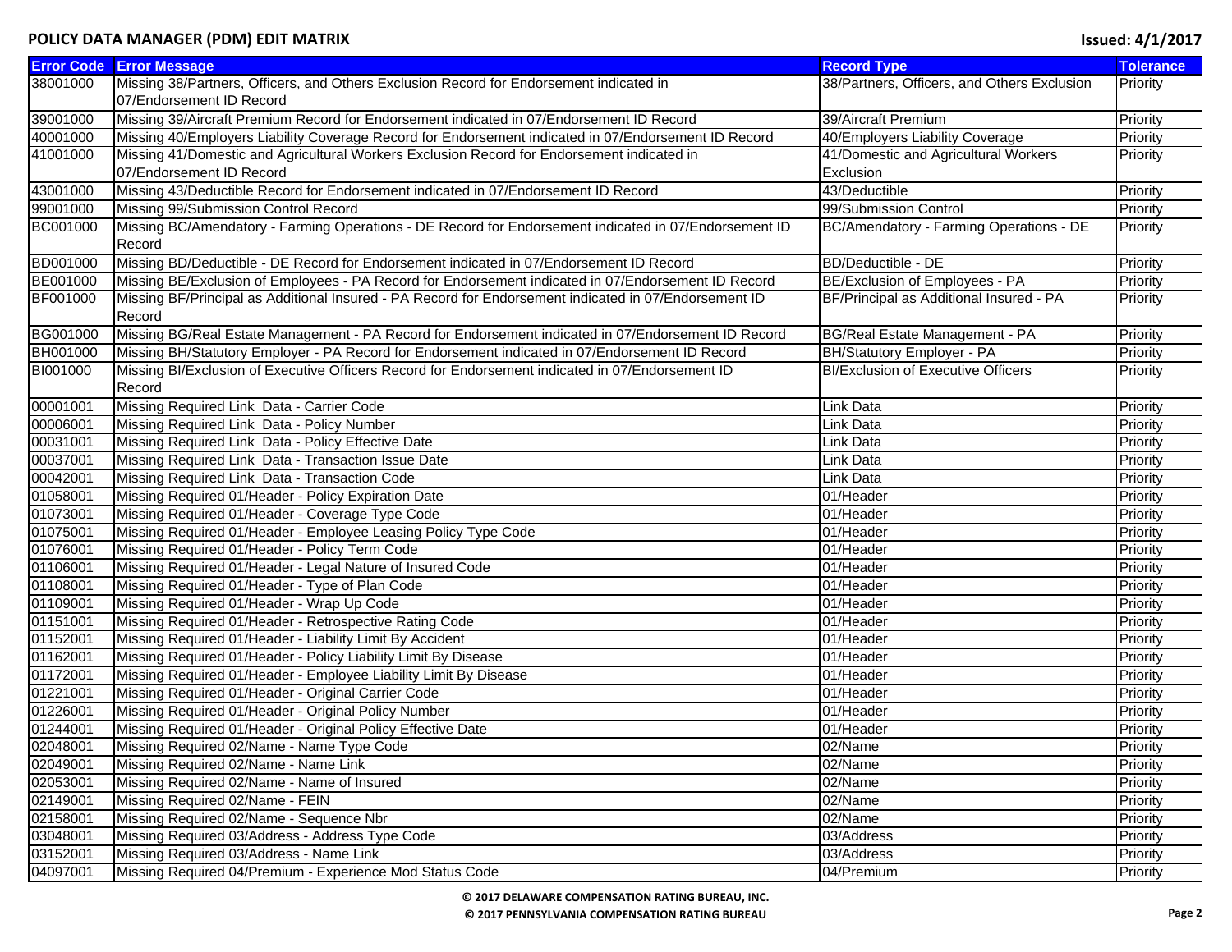| Error Code | Error Message | Record Type | Tolerance |
|---|---|---|---|
| 38001000 | Missing 38/Partners, Officers, and Others Exclusion Record for Endorsement indicated in 07/Endorsement ID Record | 38/Partners, Officers, and Others Exclusion | Priority |
| 39001000 | Missing 39/Aircraft Premium Record for Endorsement indicated in 07/Endorsement ID Record | 39/Aircraft Premium | Priority |
| 40001000 | Missing 40/Employers Liability Coverage Record for Endorsement indicated in 07/Endorsement ID Record | 40/Employers Liability Coverage | Priority |
| 41001000 | Missing 41/Domestic and Agricultural Workers Exclusion Record for Endorsement indicated in 07/Endorsement ID Record | 41/Domestic and Agricultural Workers Exclusion | Priority |
| 43001000 | Missing 43/Deductible Record for Endorsement indicated in 07/Endorsement ID Record | 43/Deductible | Priority |
| 99001000 | Missing 99/Submission Control Record | 99/Submission Control | Priority |
| BC001000 | Missing BC/Amendatory - Farming Operations - DE Record for Endorsement indicated in 07/Endorsement ID Record | BC/Amendatory - Farming Operations - DE | Priority |
| BD001000 | Missing BD/Deductible - DE Record for Endorsement indicated in 07/Endorsement ID Record | BD/Deductible - DE | Priority |
| BE001000 | Missing BE/Exclusion of Employees - PA Record for Endorsement indicated in 07/Endorsement ID Record | BE/Exclusion of Employees - PA | Priority |
| BF001000 | Missing BF/Principal as Additional Insured - PA Record for Endorsement indicated in 07/Endorsement ID Record | BF/Principal as Additional Insured - PA | Priority |
| BG001000 | Missing BG/Real Estate Management - PA Record for Endorsement indicated in 07/Endorsement ID Record | BG/Real Estate Management - PA | Priority |
| BH001000 | Missing BH/Statutory Employer - PA Record for Endorsement indicated in 07/Endorsement ID Record | BH/Statutory Employer - PA | Priority |
| BI001000 | Missing BI/Exclusion of Executive Officers Record for Endorsement indicated in 07/Endorsement ID Record | BI/Exclusion of Executive Officers | Priority |
| 00001001 | Missing Required Link Data - Carrier Code | Link Data | Priority |
| 00006001 | Missing Required Link Data - Policy Number | Link Data | Priority |
| 00031001 | Missing Required Link Data - Policy Effective Date | Link Data | Priority |
| 00037001 | Missing Required Link Data - Transaction Issue Date | Link Data | Priority |
| 00042001 | Missing Required Link Data - Transaction Code | Link Data | Priority |
| 01058001 | Missing Required 01/Header - Policy Expiration Date | 01/Header | Priority |
| 01073001 | Missing Required 01/Header - Coverage Type Code | 01/Header | Priority |
| 01075001 | Missing Required 01/Header - Employee Leasing Policy Type Code | 01/Header | Priority |
| 01076001 | Missing Required 01/Header - Policy Term Code | 01/Header | Priority |
| 01106001 | Missing Required 01/Header - Legal Nature of Insured Code | 01/Header | Priority |
| 01108001 | Missing Required 01/Header - Type of Plan Code | 01/Header | Priority |
| 01109001 | Missing Required 01/Header - Wrap Up Code | 01/Header | Priority |
| 01151001 | Missing Required 01/Header - Retrospective Rating Code | 01/Header | Priority |
| 01152001 | Missing Required 01/Header - Liability Limit By Accident | 01/Header | Priority |
| 01162001 | Missing Required 01/Header - Policy Liability Limit By Disease | 01/Header | Priority |
| 01172001 | Missing Required 01/Header - Employee Liability Limit By Disease | 01/Header | Priority |
| 01221001 | Missing Required 01/Header - Original Carrier Code | 01/Header | Priority |
| 01226001 | Missing Required 01/Header - Original Policy Number | 01/Header | Priority |
| 01244001 | Missing Required 01/Header - Original Policy Effective Date | 01/Header | Priority |
| 02048001 | Missing Required 02/Name - Name Type Code | 02/Name | Priority |
| 02049001 | Missing Required 02/Name - Name Link | 02/Name | Priority |
| 02053001 | Missing Required 02/Name - Name of Insured | 02/Name | Priority |
| 02149001 | Missing Required 02/Name - FEIN | 02/Name | Priority |
| 02158001 | Missing Required 02/Name - Sequence Nbr | 02/Name | Priority |
| 03048001 | Missing Required 03/Address - Address Type Code | 03/Address | Priority |
| 03152001 | Missing Required 03/Address - Name Link | 03/Address | Priority |
| 04097001 | Missing Required 04/Premium - Experience Mod Status Code | 04/Premium | Priority |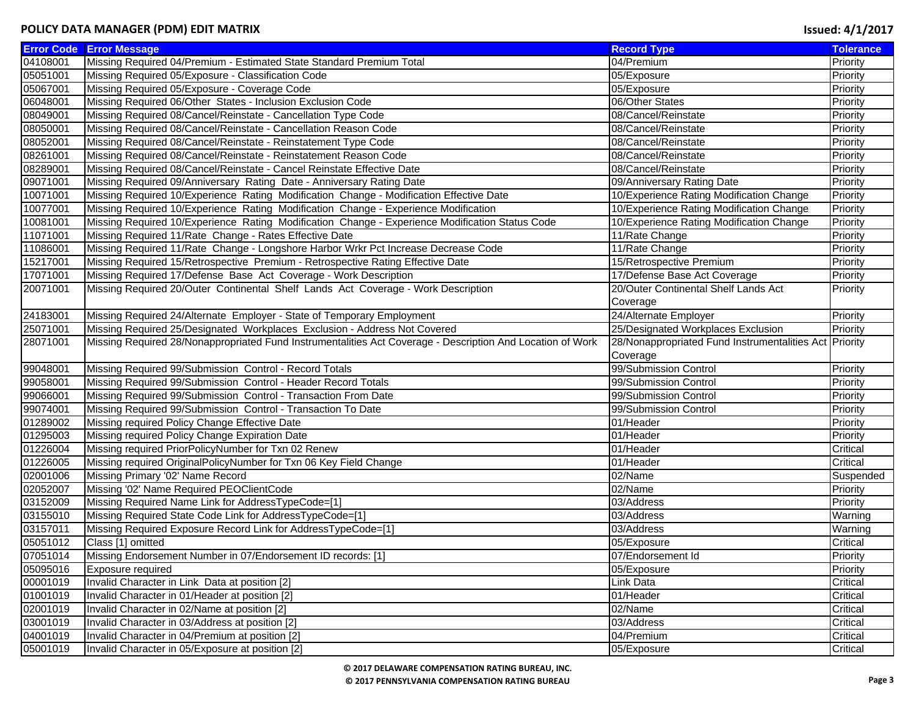| Error Code | Error Message | Record Type | Tolerance |
|---|---|---|---|
| 04108001 | Missing Required 04/Premium - Estimated State Standard Premium Total | 04/Premium | Priority |
| 05051001 | Missing Required 05/Exposure - Classification Code | 05/Exposure | Priority |
| 05067001 | Missing Required 05/Exposure - Coverage Code | 05/Exposure | Priority |
| 06048001 | Missing Required 06/Other States - Inclusion Exclusion Code | 06/Other States | Priority |
| 08049001 | Missing Required 08/Cancel/Reinstate - Cancellation Type Code | 08/Cancel/Reinstate | Priority |
| 08050001 | Missing Required 08/Cancel/Reinstate - Cancellation Reason Code | 08/Cancel/Reinstate | Priority |
| 08052001 | Missing Required 08/Cancel/Reinstate - Reinstatement Type Code | 08/Cancel/Reinstate | Priority |
| 08261001 | Missing Required 08/Cancel/Reinstate - Reinstatement Reason Code | 08/Cancel/Reinstate | Priority |
| 08289001 | Missing Required 08/Cancel/Reinstate - Cancel Reinstate Effective Date | 08/Cancel/Reinstate | Priority |
| 09071001 | Missing Required 09/Anniversary Rating Date - Anniversary Rating Date | 09/Anniversary Rating Date | Priority |
| 10071001 | Missing Required 10/Experience Rating Modification Change - Modification Effective Date | 10/Experience Rating Modification Change | Priority |
| 10077001 | Missing Required 10/Experience Rating Modification Change - Experience Modification | 10/Experience Rating Modification Change | Priority |
| 10081001 | Missing Required 10/Experience Rating Modification Change - Experience Modification Status Code | 10/Experience Rating Modification Change | Priority |
| 11071001 | Missing Required 11/Rate Change - Rates Effective Date | 11/Rate Change | Priority |
| 11086001 | Missing Required 11/Rate Change - Longshore Harbor Wrkr Pct Increase Decrease Code | 11/Rate Change | Priority |
| 15217001 | Missing Required 15/Retrospective Premium - Retrospective Rating Effective Date | 15/Retrospective Premium | Priority |
| 17071001 | Missing Required 17/Defense Base Act Coverage - Work Description | 17/Defense Base Act Coverage | Priority |
| 20071001 | Missing Required 20/Outer Continental Shelf Lands Act Coverage - Work Description | 20/Outer Continental Shelf Lands Act Coverage | Priority |
| 24183001 | Missing Required 24/Alternate Employer - State of Temporary Employment | 24/Alternate Employer | Priority |
| 25071001 | Missing Required 25/Designated Workplaces Exclusion - Address Not Covered | 25/Designated Workplaces Exclusion | Priority |
| 28071001 | Missing Required 28/Nonappropriated Fund Instrumentalities Act Coverage - Description And Location of Work | 28/Nonappropriated Fund Instrumentalities Act Coverage | Priority |
| 99048001 | Missing Required 99/Submission Control - Record Totals | 99/Submission Control | Priority |
| 99058001 | Missing Required 99/Submission Control - Header Record Totals | 99/Submission Control | Priority |
| 99066001 | Missing Required 99/Submission Control - Transaction From Date | 99/Submission Control | Priority |
| 99074001 | Missing Required 99/Submission Control - Transaction To Date | 99/Submission Control | Priority |
| 01289002 | Missing required Policy Change Effective Date | 01/Header | Priority |
| 01295003 | Missing required Policy Change Expiration Date | 01/Header | Priority |
| 01226004 | Missing required PriorPolicyNumber for Txn 02 Renew | 01/Header | Critical |
| 01226005 | Missing required OriginalPolicyNumber for Txn 06 Key Field Change | 01/Header | Critical |
| 02001006 | Missing Primary '02' Name Record | 02/Name | Suspended |
| 02052007 | Missing '02' Name Required PEOClientCode | 02/Name | Priority |
| 03152009 | Missing Required Name Link for AddressTypeCode=[1] | 03/Address | Priority |
| 03155010 | Missing Required State Code Link for AddressTypeCode=[1] | 03/Address | Warning |
| 03157011 | Missing Required Exposure Record Link for AddressTypeCode=[1] | 03/Address | Warning |
| 05051012 | Class [1] omitted | 05/Exposure | Critical |
| 07051014 | Missing Endorsement Number in 07/Endorsement ID records: [1] | 07/Endorsement Id | Priority |
| 05095016 | Exposure required | 05/Exposure | Priority |
| 00001019 | Invalid Character in Link Data at position [2] | Link Data | Critical |
| 01001019 | Invalid Character in 01/Header at position [2] | 01/Header | Critical |
| 02001019 | Invalid Character in 02/Name at position [2] | 02/Name | Critical |
| 03001019 | Invalid Character in 03/Address at position [2] | 03/Address | Critical |
| 04001019 | Invalid Character in 04/Premium at position [2] | 04/Premium | Critical |
| 05001019 | Invalid Character in 05/Exposure at position [2] | 05/Exposure | Critical |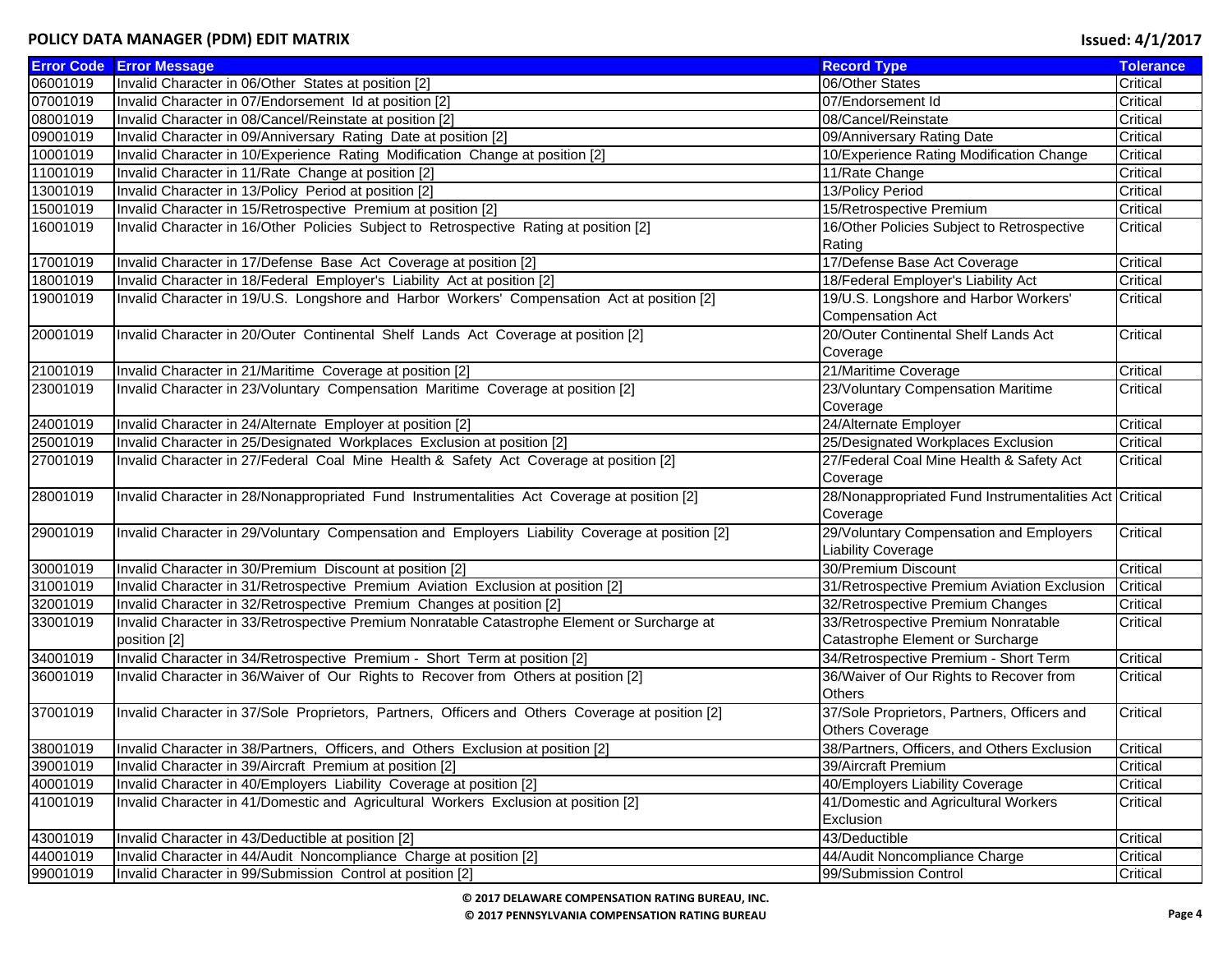| Error Code | Error Message | Record Type | Tolerance |
| --- | --- | --- | --- |
| 06001019 | Invalid Character in 06/Other  States at position [2] | 06/Other States | Critical |
| 07001019 | Invalid Character in 07/Endorsement  Id at position [2] | 07/Endorsement Id | Critical |
| 08001019 | Invalid Character in 08/Cancel/Reinstate at position [2] | 08/Cancel/Reinstate | Critical |
| 09001019 | Invalid Character in 09/Anniversary  Rating  Date at position [2] | 09/Anniversary Rating Date | Critical |
| 10001019 | Invalid Character in 10/Experience  Rating  Modification  Change at position [2] | 10/Experience Rating Modification Change | Critical |
| 11001019 | Invalid Character in 11/Rate  Change at position [2] | 11/Rate Change | Critical |
| 13001019 | Invalid Character in 13/Policy  Period at position [2] | 13/Policy Period | Critical |
| 15001019 | Invalid Character in 15/Retrospective  Premium at position [2] | 15/Retrospective Premium | Critical |
| 16001019 | Invalid Character in 16/Other  Policies  Subject to  Retrospective  Rating at position [2] | 16/Other Policies Subject to Retrospective Rating | Critical |
| 17001019 | Invalid Character in 17/Defense  Base  Act  Coverage at position [2] | 17/Defense Base Act Coverage | Critical |
| 18001019 | Invalid Character in 18/Federal  Employer's  Liability  Act at position [2] | 18/Federal Employer's Liability Act | Critical |
| 19001019 | Invalid Character in 19/U.S.  Longshore and  Harbor  Workers'  Compensation  Act at position [2] | 19/U.S. Longshore and Harbor Workers' Compensation Act | Critical |
| 20001019 | Invalid Character in 20/Outer  Continental  Shelf  Lands  Act  Coverage at position [2] | 20/Outer Continental Shelf Lands Act Coverage | Critical |
| 21001019 | Invalid Character in 21/Maritime  Coverage at position [2] | 21/Maritime Coverage | Critical |
| 23001019 | Invalid Character in 23/Voluntary  Compensation  Maritime  Coverage at position [2] | 23/Voluntary Compensation Maritime Coverage | Critical |
| 24001019 | Invalid Character in 24/Alternate  Employer at position [2] | 24/Alternate Employer | Critical |
| 25001019 | Invalid Character in 25/Designated  Workplaces  Exclusion at position [2] | 25/Designated Workplaces Exclusion | Critical |
| 27001019 | Invalid Character in 27/Federal  Coal  Mine  Health &  Safety  Act  Coverage at position [2] | 27/Federal Coal Mine Health & Safety Act Coverage | Critical |
| 28001019 | Invalid Character in 28/Nonappropriated  Fund  Instrumentalities  Act  Coverage at position [2] | 28/Nonappropriated Fund Instrumentalities Act Coverage | Critical |
| 29001019 | Invalid Character in 29/Voluntary  Compensation and  Employers  Liability  Coverage at position [2] | 29/Voluntary Compensation and Employers Liability Coverage | Critical |
| 30001019 | Invalid Character in 30/Premium  Discount at position [2] | 30/Premium Discount | Critical |
| 31001019 | Invalid Character in 31/Retrospective  Premium  Aviation  Exclusion at position [2] | 31/Retrospective Premium Aviation Exclusion | Critical |
| 32001019 | Invalid Character in 32/Retrospective  Premium  Changes at position [2] | 32/Retrospective Premium Changes | Critical |
| 33001019 | Invalid Character in 33/Retrospective Premium Nonratable Catastrophe Element or Surcharge at position [2] | 33/Retrospective Premium Nonratable Catastrophe Element or Surcharge | Critical |
| 34001019 | Invalid Character in 34/Retrospective  Premium -  Short  Term at position [2] | 34/Retrospective Premium - Short Term | Critical |
| 36001019 | Invalid Character in 36/Waiver of  Our  Rights to  Recover from  Others at position [2] | 36/Waiver of Our Rights to Recover from Others | Critical |
| 37001019 | Invalid Character in 37/Sole  Proprietors,  Partners,  Officers and  Others  Coverage at position [2] | 37/Sole Proprietors, Partners, Officers and Others Coverage | Critical |
| 38001019 | Invalid Character in 38/Partners,  Officers, and  Others  Exclusion at position [2] | 38/Partners, Officers, and Others Exclusion | Critical |
| 39001019 | Invalid Character in 39/Aircraft  Premium at position [2] | 39/Aircraft Premium | Critical |
| 40001019 | Invalid Character in 40/Employers  Liability  Coverage at position [2] | 40/Employers Liability Coverage | Critical |
| 41001019 | Invalid Character in 41/Domestic and  Agricultural  Workers  Exclusion at position [2] | 41/Domestic and Agricultural Workers Exclusion | Critical |
| 43001019 | Invalid Character in 43/Deductible at position [2] | 43/Deductible | Critical |
| 44001019 | Invalid Character in 44/Audit  Noncompliance  Charge at position [2] | 44/Audit Noncompliance Charge | Critical |
| 99001019 | Invalid Character in 99/Submission  Control at position [2] | 99/Submission Control | Critical |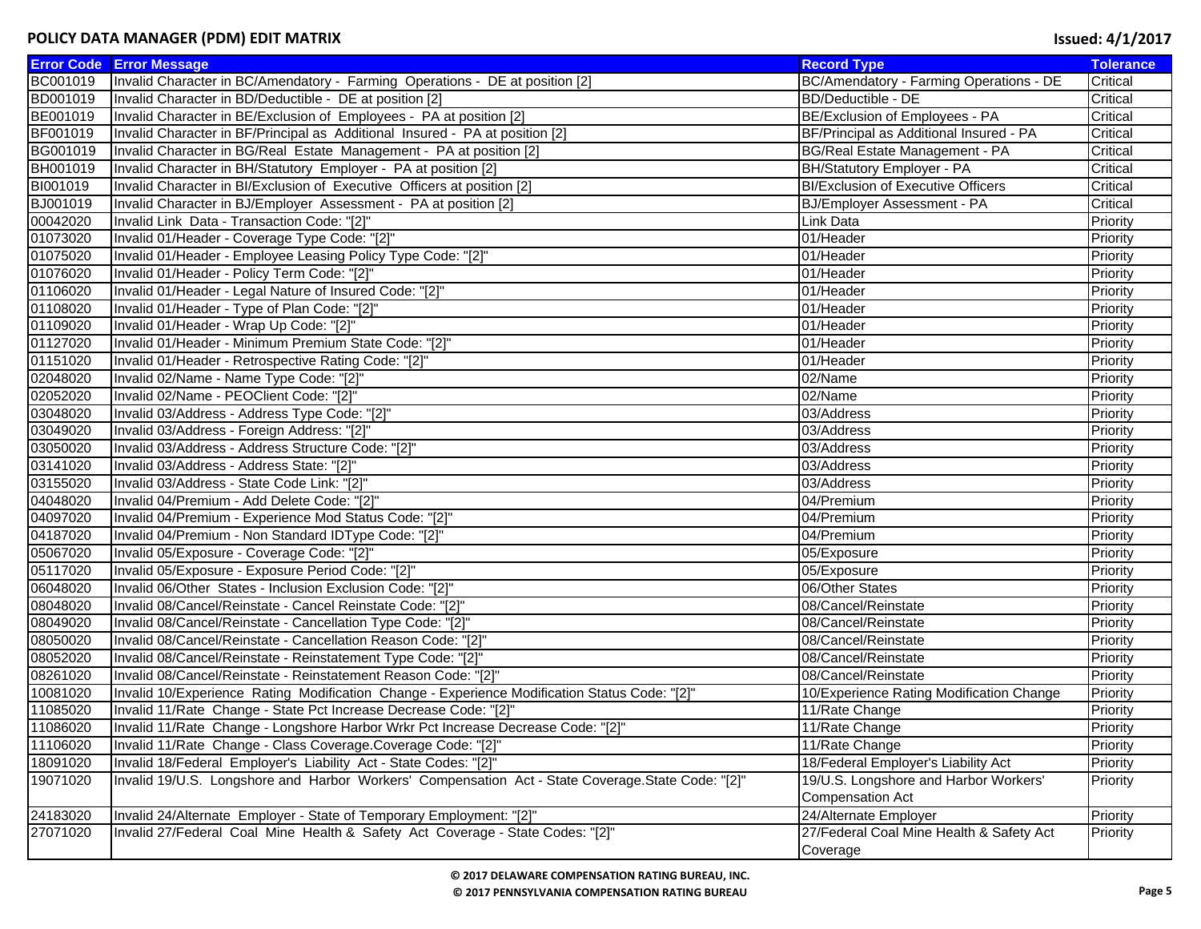| Error Code | Error Message | Record Type | Tolerance |
|---|---|---|---|
| BC001019 | Invalid Character in BC/Amendatory - Farming Operations - DE at position [2] | BC/Amendatory - Farming Operations - DE | Critical |
| BD001019 | Invalid Character in BD/Deductible - DE at position [2] | BD/Deductible - DE | Critical |
| BE001019 | Invalid Character in BE/Exclusion of Employees - PA at position [2] | BE/Exclusion of Employees - PA | Critical |
| BF001019 | Invalid Character in BF/Principal as Additional Insured - PA at position [2] | BF/Principal as Additional Insured - PA | Critical |
| BG001019 | Invalid Character in BG/Real Estate Management - PA at position [2] | BG/Real Estate Management - PA | Critical |
| BH001019 | Invalid Character in BH/Statutory Employer - PA at position [2] | BH/Statutory Employer - PA | Critical |
| BI001019 | Invalid Character in BI/Exclusion of Executive Officers at position [2] | BI/Exclusion of Executive Officers | Critical |
| BJ001019 | Invalid Character in BJ/Employer Assessment - PA at position [2] | BJ/Employer Assessment - PA | Critical |
| 00042020 | Invalid Link Data - Transaction Code: "[2]" | Link Data | Priority |
| 01073020 | Invalid 01/Header - Coverage Type Code: "[2]" | 01/Header | Priority |
| 01075020 | Invalid 01/Header - Employee Leasing Policy Type Code: "[2]" | 01/Header | Priority |
| 01076020 | Invalid 01/Header - Policy Term Code: "[2]" | 01/Header | Priority |
| 01106020 | Invalid 01/Header - Legal Nature of Insured Code: "[2]" | 01/Header | Priority |
| 01108020 | Invalid 01/Header - Type of Plan Code: "[2]" | 01/Header | Priority |
| 01109020 | Invalid 01/Header - Wrap Up Code: "[2]" | 01/Header | Priority |
| 01127020 | Invalid 01/Header - Minimum Premium State Code: "[2]" | 01/Header | Priority |
| 01151020 | Invalid 01/Header - Retrospective Rating Code: "[2]" | 01/Header | Priority |
| 02048020 | Invalid 02/Name - Name Type Code: "[2]" | 02/Name | Priority |
| 02052020 | Invalid 02/Name - PEOClient Code: "[2]" | 02/Name | Priority |
| 03048020 | Invalid 03/Address - Address Type Code: "[2]" | 03/Address | Priority |
| 03049020 | Invalid 03/Address - Foreign Address: "[2]" | 03/Address | Priority |
| 03050020 | Invalid 03/Address - Address Structure Code: "[2]" | 03/Address | Priority |
| 03141020 | Invalid 03/Address - Address State: "[2]" | 03/Address | Priority |
| 03155020 | Invalid 03/Address - State Code Link: "[2]" | 03/Address | Priority |
| 04048020 | Invalid 04/Premium - Add Delete Code: "[2]" | 04/Premium | Priority |
| 04097020 | Invalid 04/Premium - Experience Mod Status Code: "[2]" | 04/Premium | Priority |
| 04187020 | Invalid 04/Premium - Non Standard IDType Code: "[2]" | 04/Premium | Priority |
| 05067020 | Invalid 05/Exposure - Coverage Code: "[2]" | 05/Exposure | Priority |
| 05117020 | Invalid 05/Exposure - Exposure Period Code: "[2]" | 05/Exposure | Priority |
| 06048020 | Invalid 06/Other States - Inclusion Exclusion Code: "[2]" | 06/Other States | Priority |
| 08048020 | Invalid 08/Cancel/Reinstate - Cancel Reinstate Code: "[2]" | 08/Cancel/Reinstate | Priority |
| 08049020 | Invalid 08/Cancel/Reinstate - Cancellation Type Code: "[2]" | 08/Cancel/Reinstate | Priority |
| 08050020 | Invalid 08/Cancel/Reinstate - Cancellation Reason Code: "[2]" | 08/Cancel/Reinstate | Priority |
| 08052020 | Invalid 08/Cancel/Reinstate - Reinstatement Type Code: "[2]" | 08/Cancel/Reinstate | Priority |
| 08261020 | Invalid 08/Cancel/Reinstate - Reinstatement Reason Code: "[2]" | 08/Cancel/Reinstate | Priority |
| 10081020 | Invalid 10/Experience Rating Modification Change - Experience Modification Status Code: "[2]" | 10/Experience Rating Modification Change | Priority |
| 11085020 | Invalid 11/Rate Change - State Pct Increase Decrease Code: "[2]" | 11/Rate Change | Priority |
| 11086020 | Invalid 11/Rate Change - Longshore Harbor Wrkr Pct Increase Decrease Code: "[2]" | 11/Rate Change | Priority |
| 11106020 | Invalid 11/Rate Change - Class Coverage.Coverage Code: "[2]" | 11/Rate Change | Priority |
| 18091020 | Invalid 18/Federal Employer's Liability Act - State Codes: "[2]" | 18/Federal Employer's Liability Act | Priority |
| 19071020 | Invalid 19/U.S. Longshore and Harbor Workers' Compensation Act - State Coverage.State Code: "[2]" | 19/U.S. Longshore and Harbor Workers' Compensation Act | Priority |
| 24183020 | Invalid 24/Alternate Employer - State of Temporary Employment: "[2]" | 24/Alternate Employer | Priority |
| 27071020 | Invalid 27/Federal Coal Mine Health & Safety Act Coverage - State Codes: "[2]" | 27/Federal Coal Mine Health & Safety Act Coverage | Priority |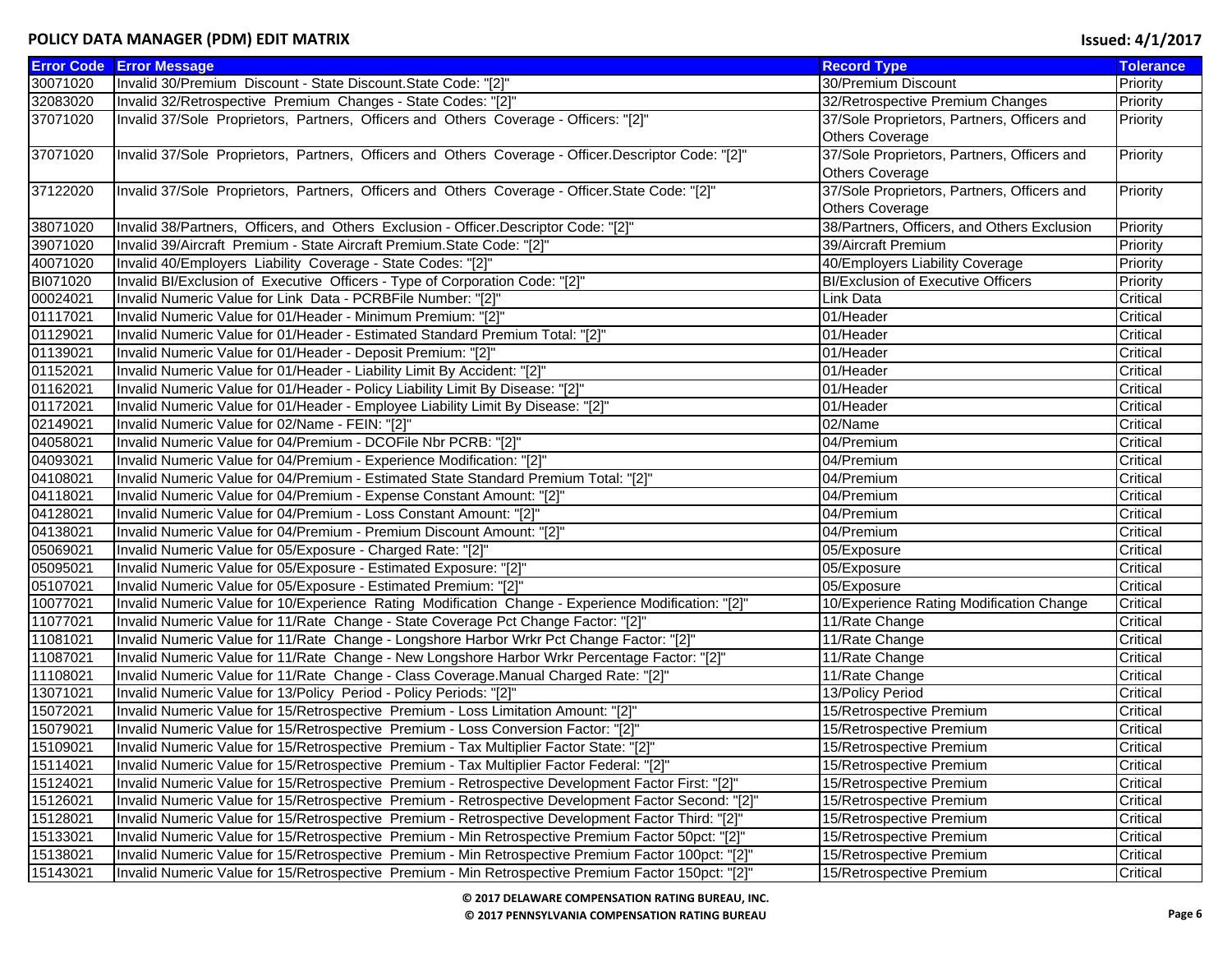| Error Code | Error Message | Record Type | Tolerance |
|---|---|---|---|
| 30071020 | Invalid 30/Premium Discount - State Discount.State Code: "[2]" | 30/Premium Discount | Priority |
| 32083020 | Invalid 32/Retrospective Premium Changes - State Codes: "[2]" | 32/Retrospective Premium Changes | Priority |
| 37071020 | Invalid 37/Sole Proprietors, Partners, Officers and Others Coverage - Officers: "[2]" | 37/Sole Proprietors, Partners, Officers and Others Coverage | Priority |
| 37071020 | Invalid 37/Sole Proprietors, Partners, Officers and Others Coverage - Officer.Descriptor Code: "[2]" | 37/Sole Proprietors, Partners, Officers and Others Coverage | Priority |
| 37122020 | Invalid 37/Sole Proprietors, Partners, Officers and Others Coverage - Officer.State Code: "[2]" | 37/Sole Proprietors, Partners, Officers and Others Coverage | Priority |
| 38071020 | Invalid 38/Partners, Officers, and Others Exclusion - Officer.Descriptor Code: "[2]" | 38/Partners, Officers, and Others Exclusion | Priority |
| 39071020 | Invalid 39/Aircraft Premium - State Aircraft Premium.State Code: "[2]" | 39/Aircraft Premium | Priority |
| 40071020 | Invalid 40/Employers Liability Coverage - State Codes: "[2]" | 40/Employers Liability Coverage | Priority |
| BI071020 | Invalid BI/Exclusion of Executive Officers - Type of Corporation Code: "[2]" | BI/Exclusion of Executive Officers | Priority |
| 00024021 | Invalid Numeric Value for Link Data - PCRBFile Number: "[2]" | Link Data | Critical |
| 01117021 | Invalid Numeric Value for 01/Header - Minimum Premium: "[2]" | 01/Header | Critical |
| 01129021 | Invalid Numeric Value for 01/Header - Estimated Standard Premium Total: "[2]" | 01/Header | Critical |
| 01139021 | Invalid Numeric Value for 01/Header - Deposit Premium: "[2]" | 01/Header | Critical |
| 01152021 | Invalid Numeric Value for 01/Header - Liability Limit By Accident: "[2]" | 01/Header | Critical |
| 01162021 | Invalid Numeric Value for 01/Header - Policy Liability Limit By Disease: "[2]" | 01/Header | Critical |
| 01172021 | Invalid Numeric Value for 01/Header - Employee Liability Limit By Disease: "[2]" | 01/Header | Critical |
| 02149021 | Invalid Numeric Value for 02/Name - FEIN: "[2]" | 02/Name | Critical |
| 04058021 | Invalid Numeric Value for 04/Premium - DCOFile Nbr PCRB: "[2]" | 04/Premium | Critical |
| 04093021 | Invalid Numeric Value for 04/Premium - Experience Modification: "[2]" | 04/Premium | Critical |
| 04108021 | Invalid Numeric Value for 04/Premium - Estimated State Standard Premium Total: "[2]" | 04/Premium | Critical |
| 04118021 | Invalid Numeric Value for 04/Premium - Expense Constant Amount: "[2]" | 04/Premium | Critical |
| 04128021 | Invalid Numeric Value for 04/Premium - Loss Constant Amount: "[2]" | 04/Premium | Critical |
| 04138021 | Invalid Numeric Value for 04/Premium - Premium Discount Amount: "[2]" | 04/Premium | Critical |
| 05069021 | Invalid Numeric Value for 05/Exposure - Charged Rate: "[2]" | 05/Exposure | Critical |
| 05095021 | Invalid Numeric Value for 05/Exposure - Estimated Exposure: "[2]" | 05/Exposure | Critical |
| 05107021 | Invalid Numeric Value for 05/Exposure - Estimated Premium: "[2]" | 05/Exposure | Critical |
| 10077021 | Invalid Numeric Value for 10/Experience Rating Modification Change - Experience Modification: "[2]" | 10/Experience Rating Modification Change | Critical |
| 11077021 | Invalid Numeric Value for 11/Rate Change - State Coverage Pct Change Factor: "[2]" | 11/Rate Change | Critical |
| 11081021 | Invalid Numeric Value for 11/Rate Change - Longshore Harbor Wrkr Pct Change Factor: "[2]" | 11/Rate Change | Critical |
| 11087021 | Invalid Numeric Value for 11/Rate Change - New Longshore Harbor Wrkr Percentage Factor: "[2]" | 11/Rate Change | Critical |
| 11108021 | Invalid Numeric Value for 11/Rate Change - Class Coverage.Manual Charged Rate: "[2]" | 11/Rate Change | Critical |
| 13071021 | Invalid Numeric Value for 13/Policy Period - Policy Periods: "[2]" | 13/Policy Period | Critical |
| 15072021 | Invalid Numeric Value for 15/Retrospective Premium - Loss Limitation Amount: "[2]" | 15/Retrospective Premium | Critical |
| 15079021 | Invalid Numeric Value for 15/Retrospective Premium - Loss Conversion Factor: "[2]" | 15/Retrospective Premium | Critical |
| 15109021 | Invalid Numeric Value for 15/Retrospective Premium - Tax Multiplier Factor State: "[2]" | 15/Retrospective Premium | Critical |
| 15114021 | Invalid Numeric Value for 15/Retrospective Premium - Tax Multiplier Factor Federal: "[2]" | 15/Retrospective Premium | Critical |
| 15124021 | Invalid Numeric Value for 15/Retrospective Premium - Retrospective Development Factor First: "[2]" | 15/Retrospective Premium | Critical |
| 15126021 | Invalid Numeric Value for 15/Retrospective Premium - Retrospective Development Factor Second: "[2]" | 15/Retrospective Premium | Critical |
| 15128021 | Invalid Numeric Value for 15/Retrospective Premium - Retrospective Development Factor Third: "[2]" | 15/Retrospective Premium | Critical |
| 15133021 | Invalid Numeric Value for 15/Retrospective Premium - Min Retrospective Premium Factor 50pct: "[2]" | 15/Retrospective Premium | Critical |
| 15138021 | Invalid Numeric Value for 15/Retrospective Premium - Min Retrospective Premium Factor 100pct: "[2]" | 15/Retrospective Premium | Critical |
| 15143021 | Invalid Numeric Value for 15/Retrospective Premium - Min Retrospective Premium Factor 150pct: "[2]" | 15/Retrospective Premium | Critical |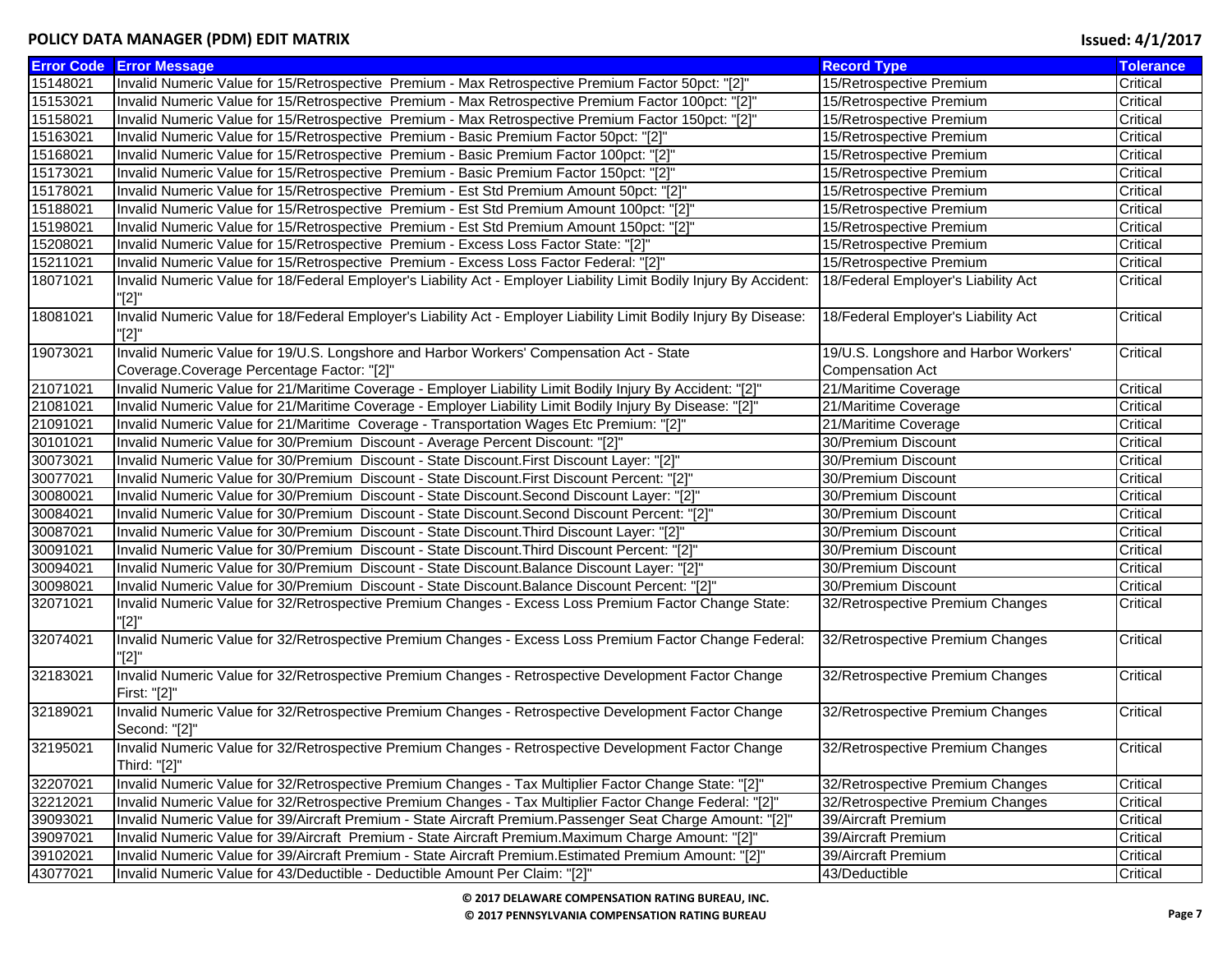| Error Code | Error Message | Record Type | Tolerance |
|---|---|---|---|
| 15148021 | Invalid Numeric Value for 15/Retrospective Premium - Max Retrospective Premium Factor 50pct: "[2]" | 15/Retrospective Premium | Critical |
| 15153021 | Invalid Numeric Value for 15/Retrospective Premium - Max Retrospective Premium Factor 100pct: "[2]" | 15/Retrospective Premium | Critical |
| 15158021 | Invalid Numeric Value for 15/Retrospective Premium - Max Retrospective Premium Factor 150pct: "[2]" | 15/Retrospective Premium | Critical |
| 15163021 | Invalid Numeric Value for 15/Retrospective Premium - Basic Premium Factor 50pct: "[2]" | 15/Retrospective Premium | Critical |
| 15168021 | Invalid Numeric Value for 15/Retrospective Premium - Basic Premium Factor 100pct: "[2]" | 15/Retrospective Premium | Critical |
| 15173021 | Invalid Numeric Value for 15/Retrospective Premium - Basic Premium Factor 150pct: "[2]" | 15/Retrospective Premium | Critical |
| 15178021 | Invalid Numeric Value for 15/Retrospective Premium - Est Std Premium Amount 50pct: "[2]" | 15/Retrospective Premium | Critical |
| 15188021 | Invalid Numeric Value for 15/Retrospective Premium - Est Std Premium Amount 100pct: "[2]" | 15/Retrospective Premium | Critical |
| 15198021 | Invalid Numeric Value for 15/Retrospective Premium - Est Std Premium Amount 150pct: "[2]" | 15/Retrospective Premium | Critical |
| 15208021 | Invalid Numeric Value for 15/Retrospective Premium - Excess Loss Factor State: "[2]" | 15/Retrospective Premium | Critical |
| 15211021 | Invalid Numeric Value for 15/Retrospective Premium - Excess Loss Factor Federal: "[2]" | 15/Retrospective Premium | Critical |
| 18071021 | Invalid Numeric Value for 18/Federal Employer's Liability Act - Employer Liability Limit Bodily Injury By Accident: "[2]" | 18/Federal Employer's Liability Act | Critical |
| 18081021 | Invalid Numeric Value for 18/Federal Employer's Liability Act - Employer Liability Limit Bodily Injury By Disease: "[2]" | 18/Federal Employer's Liability Act | Critical |
| 19073021 | Invalid Numeric Value for 19/U.S. Longshore and Harbor Workers' Compensation Act - State Coverage.Coverage Percentage Factor: "[2]" | 19/U.S. Longshore and Harbor Workers' Compensation Act | Critical |
| 21071021 | Invalid Numeric Value for 21/Maritime Coverage - Employer Liability Limit Bodily Injury By Accident: "[2]" | 21/Maritime Coverage | Critical |
| 21081021 | Invalid Numeric Value for 21/Maritime Coverage - Employer Liability Limit Bodily Injury By Disease: "[2]" | 21/Maritime Coverage | Critical |
| 21091021 | Invalid Numeric Value for 21/Maritime Coverage - Transportation Wages Etc Premium: "[2]" | 21/Maritime Coverage | Critical |
| 30101021 | Invalid Numeric Value for 30/Premium Discount - Average Percent Discount: "[2]" | 30/Premium Discount | Critical |
| 30073021 | Invalid Numeric Value for 30/Premium Discount - State Discount.First Discount Layer: "[2]" | 30/Premium Discount | Critical |
| 30077021 | Invalid Numeric Value for 30/Premium Discount - State Discount.First Discount Percent: "[2]" | 30/Premium Discount | Critical |
| 30080021 | Invalid Numeric Value for 30/Premium Discount - State Discount.Second Discount Layer: "[2]" | 30/Premium Discount | Critical |
| 30084021 | Invalid Numeric Value for 30/Premium Discount - State Discount.Second Discount Percent: "[2]" | 30/Premium Discount | Critical |
| 30087021 | Invalid Numeric Value for 30/Premium Discount - State Discount.Third Discount Layer: "[2]" | 30/Premium Discount | Critical |
| 30091021 | Invalid Numeric Value for 30/Premium Discount - State Discount.Third Discount Percent: "[2]" | 30/Premium Discount | Critical |
| 30094021 | Invalid Numeric Value for 30/Premium Discount - State Discount.Balance Discount Layer: "[2]" | 30/Premium Discount | Critical |
| 30098021 | Invalid Numeric Value for 30/Premium Discount - State Discount.Balance Discount Percent: "[2]" | 30/Premium Discount | Critical |
| 32071021 | Invalid Numeric Value for 32/Retrospective Premium Changes - Excess Loss Premium Factor Change State: "[2]" | 32/Retrospective Premium Changes | Critical |
| 32074021 | Invalid Numeric Value for 32/Retrospective Premium Changes - Excess Loss Premium Factor Change Federal: "[2]" | 32/Retrospective Premium Changes | Critical |
| 32183021 | Invalid Numeric Value for 32/Retrospective Premium Changes - Retrospective Development Factor Change First: "[2]" | 32/Retrospective Premium Changes | Critical |
| 32189021 | Invalid Numeric Value for 32/Retrospective Premium Changes - Retrospective Development Factor Change Second: "[2]" | 32/Retrospective Premium Changes | Critical |
| 32195021 | Invalid Numeric Value for 32/Retrospective Premium Changes - Retrospective Development Factor Change Third: "[2]" | 32/Retrospective Premium Changes | Critical |
| 32207021 | Invalid Numeric Value for 32/Retrospective Premium Changes - Tax Multiplier Factor Change State: "[2]" | 32/Retrospective Premium Changes | Critical |
| 32212021 | Invalid Numeric Value for 32/Retrospective Premium Changes - Tax Multiplier Factor Change Federal: "[2]" | 32/Retrospective Premium Changes | Critical |
| 39093021 | Invalid Numeric Value for 39/Aircraft Premium - State Aircraft Premium.Passenger Seat Charge Amount: "[2]" | 39/Aircraft Premium | Critical |
| 39097021 | Invalid Numeric Value for 39/Aircraft Premium - State Aircraft Premium.Maximum Charge Amount: "[2]" | 39/Aircraft Premium | Critical |
| 39102021 | Invalid Numeric Value for 39/Aircraft Premium - State Aircraft Premium.Estimated Premium Amount: "[2]" | 39/Aircraft Premium | Critical |
| 43077021 | Invalid Numeric Value for 43/Deductible - Deductible Amount Per Claim: "[2]" | 43/Deductible | Critical |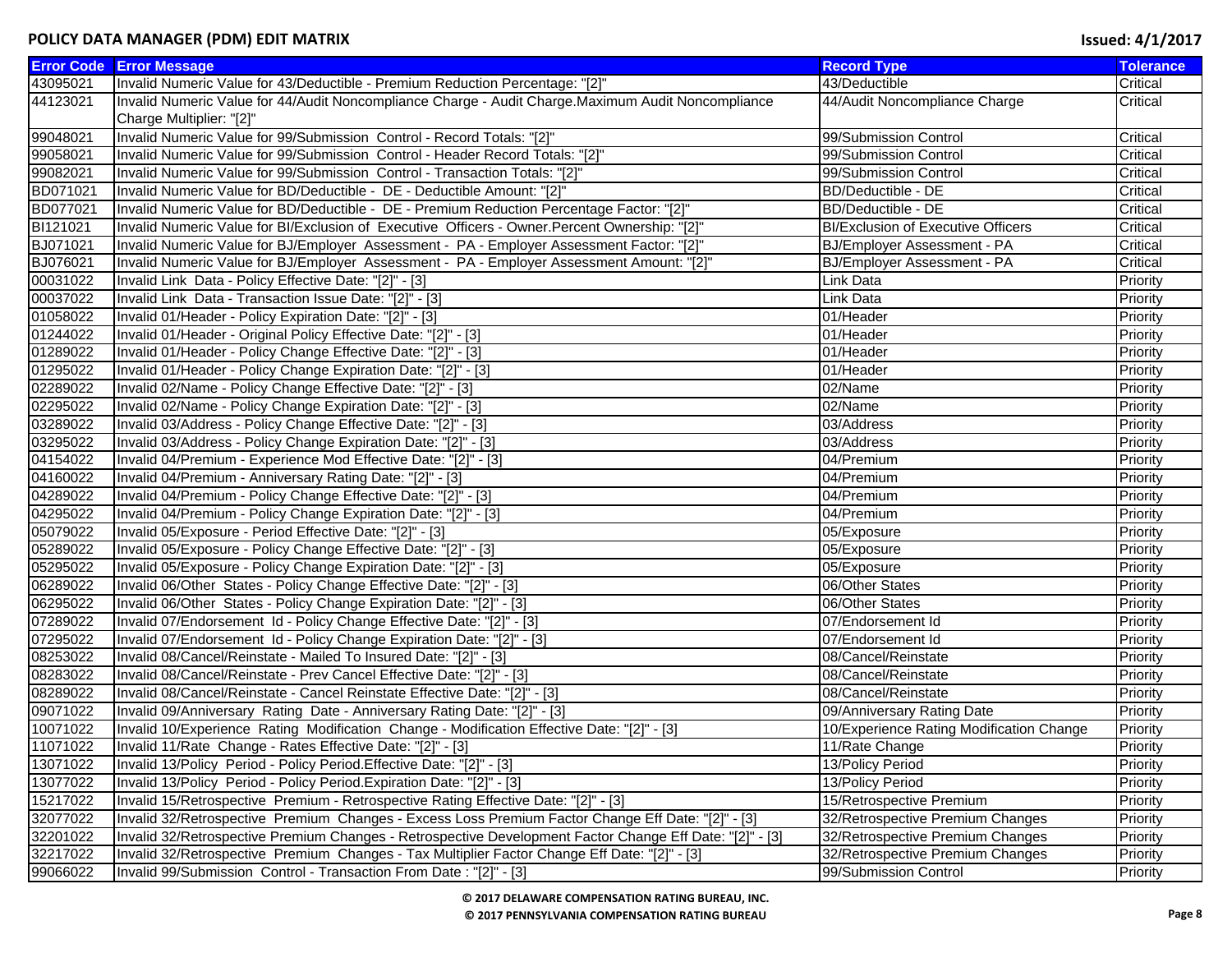| Error Code | Error Message | Record Type | Tolerance |
|---|---|---|---|
| 43095021 | Invalid Numeric Value for 43/Deductible - Premium Reduction Percentage: "[2]" | 43/Deductible | Critical |
| 44123021 | Invalid Numeric Value for 44/Audit Noncompliance Charge - Audit Charge.Maximum Audit Noncompliance Charge Multiplier: "[2]" | 44/Audit Noncompliance Charge | Critical |
| 99048021 | Invalid Numeric Value for 99/Submission Control - Record Totals: "[2]" | 99/Submission Control | Critical |
| 99058021 | Invalid Numeric Value for 99/Submission Control - Header Record Totals: "[2]" | 99/Submission Control | Critical |
| 99082021 | Invalid Numeric Value for 99/Submission Control - Transaction Totals: "[2]" | 99/Submission Control | Critical |
| BD071021 | Invalid Numeric Value for BD/Deductible - DE - Deductible Amount: "[2]" | BD/Deductible - DE | Critical |
| BD077021 | Invalid Numeric Value for BD/Deductible - DE - Premium Reduction Percentage Factor: "[2]" | BD/Deductible - DE | Critical |
| BI121021 | Invalid Numeric Value for BI/Exclusion of Executive Officers - Owner.Percent Ownership: "[2]" | BI/Exclusion of Executive Officers | Critical |
| BJ071021 | Invalid Numeric Value for BJ/Employer Assessment - PA - Employer Assessment Factor: "[2]" | BJ/Employer Assessment - PA | Critical |
| BJ076021 | Invalid Numeric Value for BJ/Employer Assessment - PA - Employer Assessment Amount: "[2]" | BJ/Employer Assessment - PA | Critical |
| 00031022 | Invalid Link Data - Policy Effective Date: "[2]" - [3] | Link Data | Priority |
| 00037022 | Invalid Link Data - Transaction Issue Date: "[2]" - [3] | Link Data | Priority |
| 01058022 | Invalid 01/Header - Policy Expiration Date: "[2]" - [3] | 01/Header | Priority |
| 01244022 | Invalid 01/Header - Original Policy Effective Date: "[2]" - [3] | 01/Header | Priority |
| 01289022 | Invalid 01/Header - Policy Change Effective Date: "[2]" - [3] | 01/Header | Priority |
| 01295022 | Invalid 01/Header - Policy Change Expiration Date: "[2]" - [3] | 01/Header | Priority |
| 02289022 | Invalid 02/Name - Policy Change Effective Date: "[2]" - [3] | 02/Name | Priority |
| 02295022 | Invalid 02/Name - Policy Change Expiration Date: "[2]" - [3] | 02/Name | Priority |
| 03289022 | Invalid 03/Address - Policy Change Effective Date: "[2]" - [3] | 03/Address | Priority |
| 03295022 | Invalid 03/Address - Policy Change Expiration Date: "[2]" - [3] | 03/Address | Priority |
| 04154022 | Invalid 04/Premium - Experience Mod Effective Date: "[2]" - [3] | 04/Premium | Priority |
| 04160022 | Invalid 04/Premium - Anniversary Rating Date: "[2]" - [3] | 04/Premium | Priority |
| 04289022 | Invalid 04/Premium - Policy Change Effective Date: "[2]" - [3] | 04/Premium | Priority |
| 04295022 | Invalid 04/Premium - Policy Change Expiration Date: "[2]" - [3] | 04/Premium | Priority |
| 05079022 | Invalid 05/Exposure - Period Effective Date: "[2]" - [3] | 05/Exposure | Priority |
| 05289022 | Invalid 05/Exposure - Policy Change Effective Date: "[2]" - [3] | 05/Exposure | Priority |
| 05295022 | Invalid 05/Exposure - Policy Change Expiration Date: "[2]" - [3] | 05/Exposure | Priority |
| 06289022 | Invalid 06/Other States - Policy Change Effective Date: "[2]" - [3] | 06/Other States | Priority |
| 06295022 | Invalid 06/Other States - Policy Change Expiration Date: "[2]" - [3] | 06/Other States | Priority |
| 07289022 | Invalid 07/Endorsement Id - Policy Change Effective Date: "[2]" - [3] | 07/Endorsement Id | Priority |
| 07295022 | Invalid 07/Endorsement Id - Policy Change Expiration Date: "[2]" - [3] | 07/Endorsement Id | Priority |
| 08253022 | Invalid 08/Cancel/Reinstate - Mailed To Insured Date: "[2]" - [3] | 08/Cancel/Reinstate | Priority |
| 08283022 | Invalid 08/Cancel/Reinstate - Prev Cancel Effective Date: "[2]" - [3] | 08/Cancel/Reinstate | Priority |
| 08289022 | Invalid 08/Cancel/Reinstate - Cancel Reinstate Effective Date: "[2]" - [3] | 08/Cancel/Reinstate | Priority |
| 09071022 | Invalid 09/Anniversary Rating Date - Anniversary Rating Date: "[2]" - [3] | 09/Anniversary Rating Date | Priority |
| 10071022 | Invalid 10/Experience Rating Modification Change - Modification Effective Date: "[2]" - [3] | 10/Experience Rating Modification Change | Priority |
| 11071022 | Invalid 11/Rate Change - Rates Effective Date: "[2]" - [3] | 11/Rate Change | Priority |
| 13071022 | Invalid 13/Policy Period - Policy Period.Effective Date: "[2]" - [3] | 13/Policy Period | Priority |
| 13077022 | Invalid 13/Policy Period - Policy Period.Expiration Date: "[2]" - [3] | 13/Policy Period | Priority |
| 15217022 | Invalid 15/Retrospective Premium - Retrospective Rating Effective Date: "[2]" - [3] | 15/Retrospective Premium | Priority |
| 32077022 | Invalid 32/Retrospective Premium Changes - Excess Loss Premium Factor Change Eff Date: "[2]" - [3] | 32/Retrospective Premium Changes | Priority |
| 32201022 | Invalid 32/Retrospective Premium Changes - Retrospective Development Factor Change Eff Date: "[2]" - [3] | 32/Retrospective Premium Changes | Priority |
| 32217022 | Invalid 32/Retrospective Premium Changes - Tax Multiplier Factor Change Eff Date: "[2]" - [3] | 32/Retrospective Premium Changes | Priority |
| 99066022 | Invalid 99/Submission Control - Transaction From Date : "[2]" - [3] | 99/Submission Control | Priority |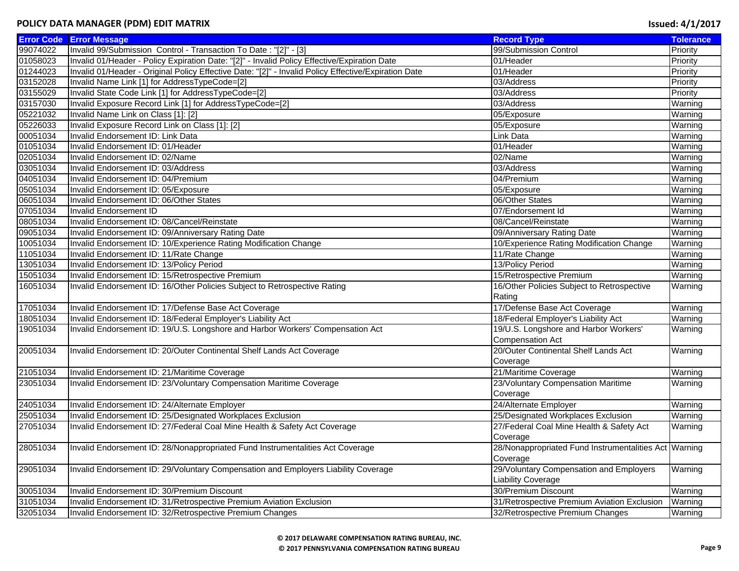| Error Code | Error Message | Record Type | Tolerance |
|---|---|---|---|
| 99074022 | Invalid 99/Submission Control - Transaction To Date : "[2]" - [3] | 99/Submission Control | Priority |
| 01058023 | Invalid 01/Header - Policy Expiration Date: "[2]" - Invalid Policy Effective/Expiration Date | 01/Header | Priority |
| 01244023 | Invalid 01/Header - Original Policy Effective Date: "[2]" - Invalid Policy Effective/Expiration Date | 01/Header | Priority |
| 03152028 | Invalid Name Link [1] for AddressTypeCode=[2] | 03/Address | Priority |
| 03155029 | Invalid State Code Link [1] for AddressTypeCode=[2] | 03/Address | Priority |
| 03157030 | Invalid Exposure Record Link [1] for AddressTypeCode=[2] | 03/Address | Warning |
| 05221032 | Invalid Name Link on Class [1]: [2] | 05/Exposure | Warning |
| 05226033 | Invalid Exposure Record Link on Class [1]: [2] | 05/Exposure | Warning |
| 00051034 | Invalid Endorsement ID: Link Data | Link Data | Warning |
| 01051034 | Invalid Endorsement ID: 01/Header | 01/Header | Warning |
| 02051034 | Invalid Endorsement ID: 02/Name | 02/Name | Warning |
| 03051034 | Invalid Endorsement ID: 03/Address | 03/Address | Warning |
| 04051034 | Invalid Endorsement ID: 04/Premium | 04/Premium | Warning |
| 05051034 | Invalid Endorsement ID: 05/Exposure | 05/Exposure | Warning |
| 06051034 | Invalid Endorsement ID: 06/Other States | 06/Other States | Warning |
| 07051034 | Invalid Endorsement ID | 07/Endorsement Id | Warning |
| 08051034 | Invalid Endorsement ID: 08/Cancel/Reinstate | 08/Cancel/Reinstate | Warning |
| 09051034 | Invalid Endorsement ID: 09/Anniversary Rating Date | 09/Anniversary Rating Date | Warning |
| 10051034 | Invalid Endorsement ID: 10/Experience Rating Modification Change | 10/Experience Rating Modification Change | Warning |
| 11051034 | Invalid Endorsement ID: 11/Rate Change | 11/Rate Change | Warning |
| 13051034 | Invalid Endorsement ID: 13/Policy Period | 13/Policy Period | Warning |
| 15051034 | Invalid Endorsement ID: 15/Retrospective Premium | 15/Retrospective Premium | Warning |
| 16051034 | Invalid Endorsement ID: 16/Other Policies Subject to Retrospective Rating | 16/Other Policies Subject to Retrospective Rating | Warning |
| 17051034 | Invalid Endorsement ID: 17/Defense Base Act Coverage | 17/Defense Base Act Coverage | Warning |
| 18051034 | Invalid Endorsement ID: 18/Federal Employer's Liability Act | 18/Federal Employer's Liability Act | Warning |
| 19051034 | Invalid Endorsement ID: 19/U.S. Longshore and Harbor Workers' Compensation Act | 19/U.S. Longshore and Harbor Workers' Compensation Act | Warning |
| 20051034 | Invalid Endorsement ID: 20/Outer Continental Shelf Lands Act Coverage | 20/Outer Continental Shelf Lands Act Coverage | Warning |
| 21051034 | Invalid Endorsement ID: 21/Maritime Coverage | 21/Maritime Coverage | Warning |
| 23051034 | Invalid Endorsement ID: 23/Voluntary Compensation Maritime Coverage | 23/Voluntary Compensation Maritime Coverage | Warning |
| 24051034 | Invalid Endorsement ID: 24/Alternate Employer | 24/Alternate Employer | Warning |
| 25051034 | Invalid Endorsement ID: 25/Designated Workplaces Exclusion | 25/Designated Workplaces Exclusion | Warning |
| 27051034 | Invalid Endorsement ID: 27/Federal Coal Mine Health & Safety Act Coverage | 27/Federal Coal Mine Health & Safety Act Coverage | Warning |
| 28051034 | Invalid Endorsement ID: 28/Nonappropriated Fund Instrumentalities Act Coverage | 28/Nonappropriated Fund Instrumentalities Act Coverage | Warning |
| 29051034 | Invalid Endorsement ID: 29/Voluntary Compensation and Employers Liability Coverage | 29/Voluntary Compensation and Employers Liability Coverage | Warning |
| 30051034 | Invalid Endorsement ID: 30/Premium Discount | 30/Premium Discount | Warning |
| 31051034 | Invalid Endorsement ID: 31/Retrospective Premium Aviation Exclusion | 31/Retrospective Premium Aviation Exclusion | Warning |
| 32051034 | Invalid Endorsement ID: 32/Retrospective Premium Changes | 32/Retrospective Premium Changes | Warning |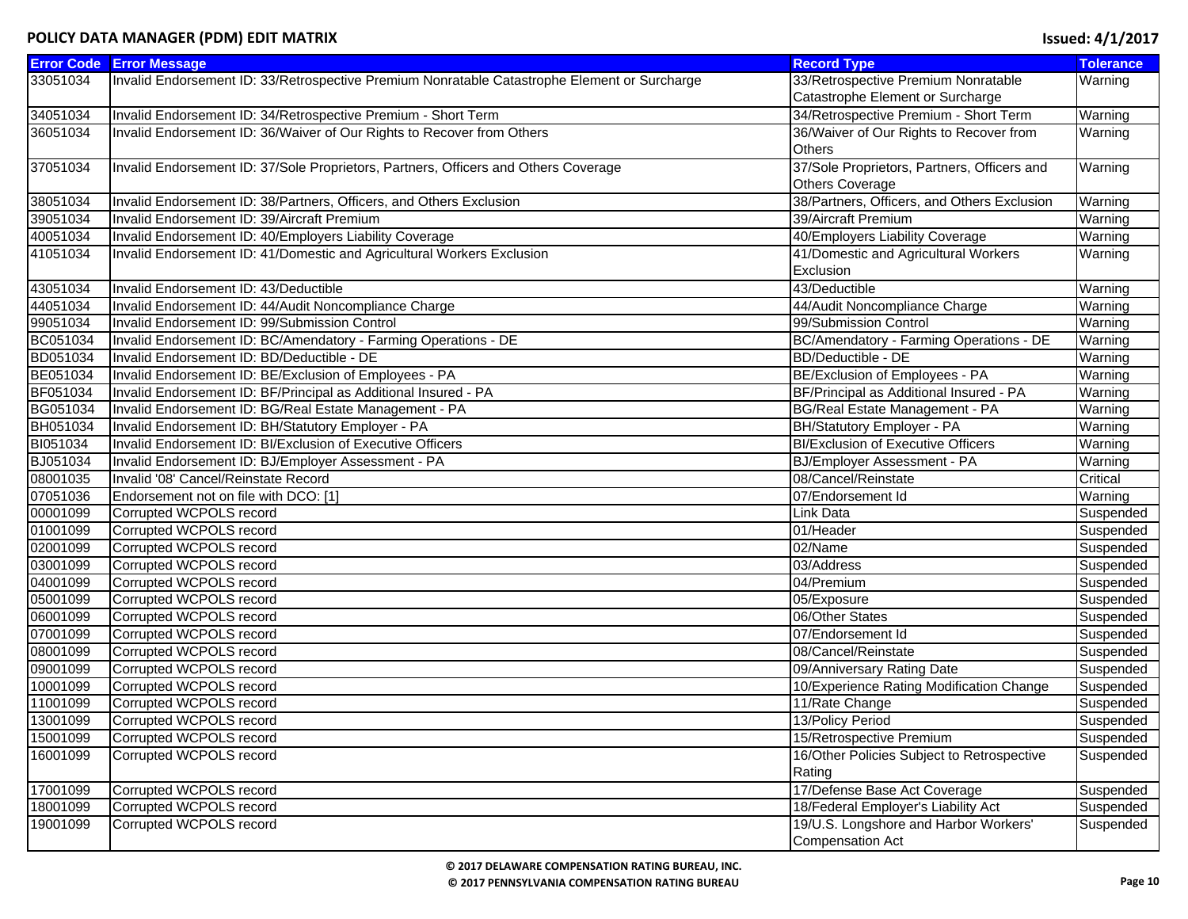| Error Code | Error Message | Record Type | Tolerance |
|---|---|---|---|
| 33051034 | Invalid Endorsement ID: 33/Retrospective Premium Nonratable Catastrophe Element or Surcharge | 33/Retrospective Premium Nonratable Catastrophe Element or Surcharge | Warning |
| 34051034 | Invalid Endorsement ID: 34/Retrospective Premium - Short Term | 34/Retrospective Premium - Short Term | Warning |
| 36051034 | Invalid Endorsement ID: 36/Waiver of Our Rights to Recover from Others | 36/Waiver of Our Rights to Recover from Others | Warning |
| 37051034 | Invalid Endorsement ID: 37/Sole Proprietors, Partners, Officers and Others Coverage | 37/Sole Proprietors, Partners, Officers and Others Coverage | Warning |
| 38051034 | Invalid Endorsement ID: 38/Partners, Officers, and Others Exclusion | 38/Partners, Officers, and Others Exclusion | Warning |
| 39051034 | Invalid Endorsement ID: 39/Aircraft Premium | 39/Aircraft Premium | Warning |
| 40051034 | Invalid Endorsement ID: 40/Employers Liability Coverage | 40/Employers Liability Coverage | Warning |
| 41051034 | Invalid Endorsement ID: 41/Domestic and Agricultural Workers Exclusion | 41/Domestic and Agricultural Workers Exclusion | Warning |
| 43051034 | Invalid Endorsement ID: 43/Deductible | 43/Deductible | Warning |
| 44051034 | Invalid Endorsement ID: 44/Audit Noncompliance Charge | 44/Audit Noncompliance Charge | Warning |
| 99051034 | Invalid Endorsement ID: 99/Submission Control | 99/Submission Control | Warning |
| BC051034 | Invalid Endorsement ID: BC/Amendatory - Farming Operations - DE | BC/Amendatory - Farming Operations - DE | Warning |
| BD051034 | Invalid Endorsement ID: BD/Deductible - DE | BD/Deductible - DE | Warning |
| BE051034 | Invalid Endorsement ID: BE/Exclusion of Employees - PA | BE/Exclusion of Employees - PA | Warning |
| BF051034 | Invalid Endorsement ID: BF/Principal as Additional Insured - PA | BF/Principal as Additional Insured - PA | Warning |
| BG051034 | Invalid Endorsement ID: BG/Real Estate Management - PA | BG/Real Estate Management - PA | Warning |
| BH051034 | Invalid Endorsement ID: BH/Statutory Employer - PA | BH/Statutory Employer - PA | Warning |
| BI051034 | Invalid Endorsement ID: BI/Exclusion of Executive Officers | BI/Exclusion of Executive Officers | Warning |
| BJ051034 | Invalid Endorsement ID: BJ/Employer Assessment - PA | BJ/Employer Assessment - PA | Warning |
| 08001035 | Invalid '08' Cancel/Reinstate Record | 08/Cancel/Reinstate | Critical |
| 07051036 | Endorsement not on file with DCO: [1] | 07/Endorsement Id | Warning |
| 00001099 | Corrupted WCPOLS record | Link Data | Suspended |
| 01001099 | Corrupted WCPOLS record | 01/Header | Suspended |
| 02001099 | Corrupted WCPOLS record | 02/Name | Suspended |
| 03001099 | Corrupted WCPOLS record | 03/Address | Suspended |
| 04001099 | Corrupted WCPOLS record | 04/Premium | Suspended |
| 05001099 | Corrupted WCPOLS record | 05/Exposure | Suspended |
| 06001099 | Corrupted WCPOLS record | 06/Other States | Suspended |
| 07001099 | Corrupted WCPOLS record | 07/Endorsement Id | Suspended |
| 08001099 | Corrupted WCPOLS record | 08/Cancel/Reinstate | Suspended |
| 09001099 | Corrupted WCPOLS record | 09/Anniversary Rating Date | Suspended |
| 10001099 | Corrupted WCPOLS record | 10/Experience Rating Modification Change | Suspended |
| 11001099 | Corrupted WCPOLS record | 11/Rate Change | Suspended |
| 13001099 | Corrupted WCPOLS record | 13/Policy Period | Suspended |
| 15001099 | Corrupted WCPOLS record | 15/Retrospective Premium | Suspended |
| 16001099 | Corrupted WCPOLS record | 16/Other Policies Subject to Retrospective Rating | Suspended |
| 17001099 | Corrupted WCPOLS record | 17/Defense Base Act Coverage | Suspended |
| 18001099 | Corrupted WCPOLS record | 18/Federal Employer's Liability Act | Suspended |
| 19001099 | Corrupted WCPOLS record | 19/U.S. Longshore and Harbor Workers' Compensation Act | Suspended |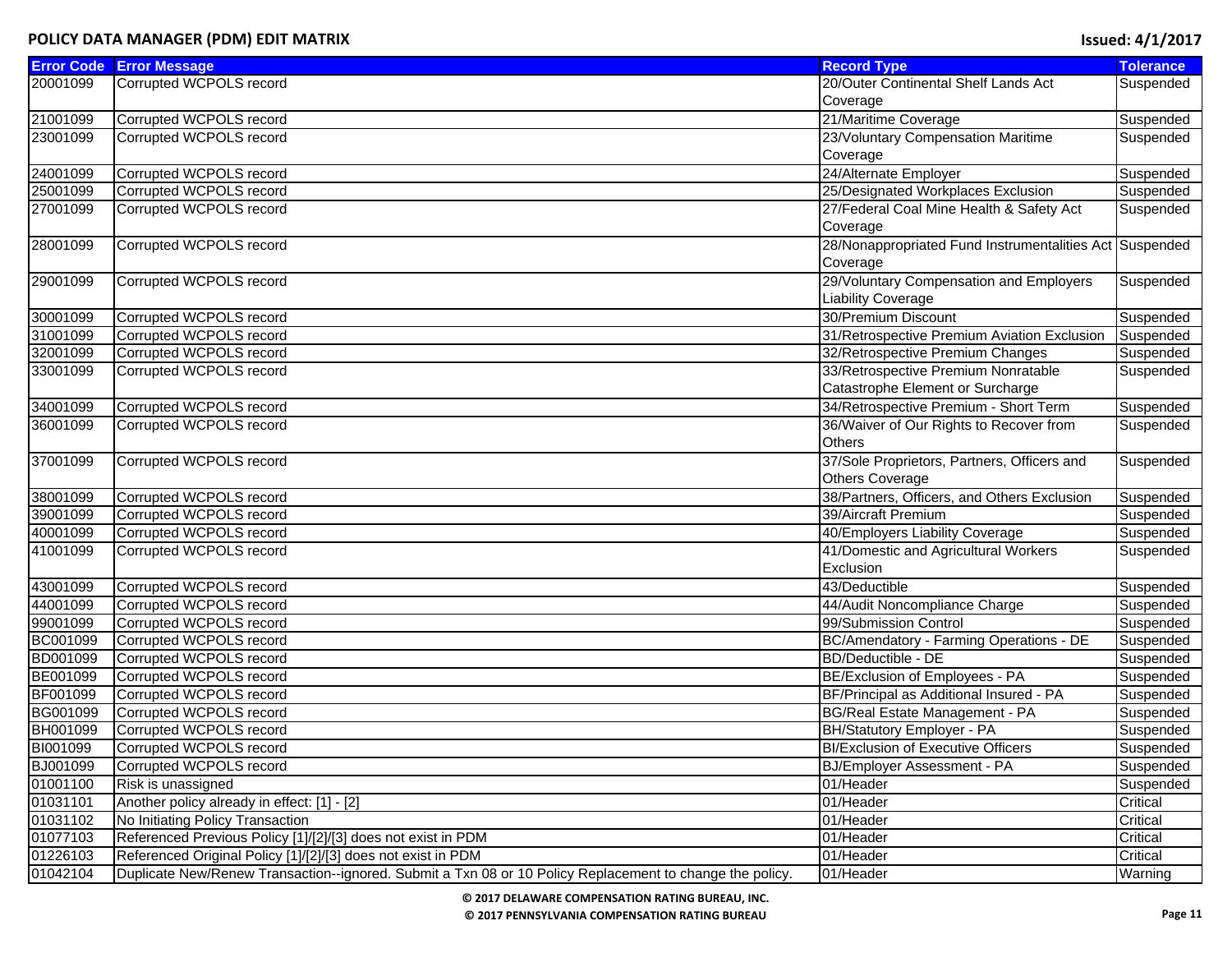| Error Code | Error Message | Record Type | Tolerance |
|---|---|---|---|
| 20001099 | Corrupted WCPOLS record | 20/Outer Continental Shelf Lands Act Coverage | Suspended |
| 21001099 | Corrupted WCPOLS record | 21/Maritime Coverage | Suspended |
| 23001099 | Corrupted WCPOLS record | 23/Voluntary Compensation Maritime Coverage | Suspended |
| 24001099 | Corrupted WCPOLS record | 24/Alternate Employer | Suspended |
| 25001099 | Corrupted WCPOLS record | 25/Designated Workplaces Exclusion | Suspended |
| 27001099 | Corrupted WCPOLS record | 27/Federal Coal Mine Health & Safety Act Coverage | Suspended |
| 28001099 | Corrupted WCPOLS record | 28/Nonappropriated Fund Instrumentalities Act Coverage | Suspended |
| 29001099 | Corrupted WCPOLS record | 29/Voluntary Compensation and Employers Liability Coverage | Suspended |
| 30001099 | Corrupted WCPOLS record | 30/Premium Discount | Suspended |
| 31001099 | Corrupted WCPOLS record | 31/Retrospective Premium Aviation Exclusion | Suspended |
| 32001099 | Corrupted WCPOLS record | 32/Retrospective Premium Changes | Suspended |
| 33001099 | Corrupted WCPOLS record | 33/Retrospective Premium Nonratable Catastrophe Element or Surcharge | Suspended |
| 34001099 | Corrupted WCPOLS record | 34/Retrospective Premium - Short Term | Suspended |
| 36001099 | Corrupted WCPOLS record | 36/Waiver of Our Rights to Recover from Others | Suspended |
| 37001099 | Corrupted WCPOLS record | 37/Sole Proprietors, Partners, Officers and Others Coverage | Suspended |
| 38001099 | Corrupted WCPOLS record | 38/Partners, Officers, and Others Exclusion | Suspended |
| 39001099 | Corrupted WCPOLS record | 39/Aircraft Premium | Suspended |
| 40001099 | Corrupted WCPOLS record | 40/Employers Liability Coverage | Suspended |
| 41001099 | Corrupted WCPOLS record | 41/Domestic and Agricultural Workers Exclusion | Suspended |
| 43001099 | Corrupted WCPOLS record | 43/Deductible | Suspended |
| 44001099 | Corrupted WCPOLS record | 44/Audit Noncompliance Charge | Suspended |
| 99001099 | Corrupted WCPOLS record | 99/Submission Control | Suspended |
| BC001099 | Corrupted WCPOLS record | BC/Amendatory - Farming Operations - DE | Suspended |
| BD001099 | Corrupted WCPOLS record | BD/Deductible - DE | Suspended |
| BE001099 | Corrupted WCPOLS record | BE/Exclusion of Employees - PA | Suspended |
| BF001099 | Corrupted WCPOLS record | BF/Principal as Additional Insured - PA | Suspended |
| BG001099 | Corrupted WCPOLS record | BG/Real Estate Management - PA | Suspended |
| BH001099 | Corrupted WCPOLS record | BH/Statutory Employer - PA | Suspended |
| BI001099 | Corrupted WCPOLS record | BI/Exclusion of Executive Officers | Suspended |
| BJ001099 | Corrupted WCPOLS record | BJ/Employer Assessment - PA | Suspended |
| 01001100 | Risk is unassigned | 01/Header | Suspended |
| 01031101 | Another policy already in effect: [1] - [2] | 01/Header | Critical |
| 01031102 | No Initiating Policy Transaction | 01/Header | Critical |
| 01077103 | Referenced Previous Policy [1]/[2]/[3] does not exist in PDM | 01/Header | Critical |
| 01226103 | Referenced Original Policy [1]/[2]/[3] does not exist in PDM | 01/Header | Critical |
| 01042104 | Duplicate New/Renew Transaction--ignored. Submit a Txn 08 or 10 Policy Replacement to change the policy. | 01/Header | Warning |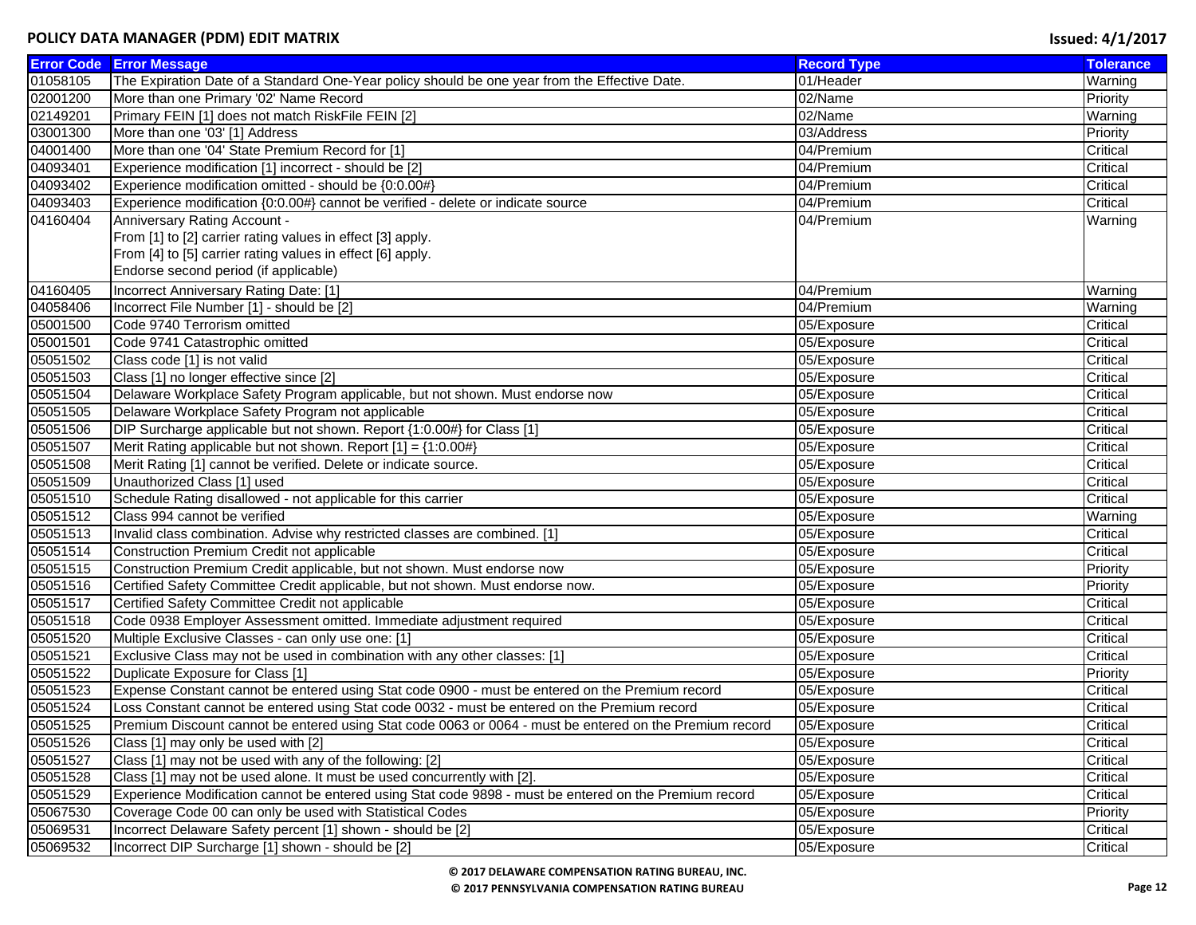| Error Code | Error Message | Record Type | Tolerance |
|---|---|---|---|
| 01058105 | The Expiration Date of a Standard One-Year policy should be one year from the Effective Date. | 01/Header | Warning |
| 02001200 | More than one Primary '02' Name Record | 02/Name | Priority |
| 02149201 | Primary FEIN [1] does not match RiskFile FEIN [2] | 02/Name | Warning |
| 03001300 | More than one '03' [1] Address | 03/Address | Priority |
| 04001400 | More than one '04' State Premium Record for [1] | 04/Premium | Critical |
| 04093401 | Experience modification [1] incorrect - should be [2] | 04/Premium | Critical |
| 04093402 | Experience modification omitted - should be {0:0.00#} | 04/Premium | Critical |
| 04093403 | Experience modification {0:0.00#} cannot be verified - delete or indicate source | 04/Premium | Critical |
| 04160404 | Anniversary Rating Account - From [1] to [2] carrier rating values in effect [3] apply. From [4] to [5] carrier rating values in effect [6] apply. Endorse second period (if applicable) | 04/Premium | Warning |
| 04160405 | Incorrect Anniversary Rating Date: [1] | 04/Premium | Warning |
| 04058406 | Incorrect File Number [1] - should be [2] | 04/Premium | Warning |
| 05001500 | Code 9740 Terrorism omitted | 05/Exposure | Critical |
| 05001501 | Code 9741 Catastrophic omitted | 05/Exposure | Critical |
| 05051502 | Class code [1] is not valid | 05/Exposure | Critical |
| 05051503 | Class [1] no longer effective since [2] | 05/Exposure | Critical |
| 05051504 | Delaware Workplace Safety Program applicable, but not shown. Must endorse now | 05/Exposure | Critical |
| 05051505 | Delaware Workplace Safety Program not applicable | 05/Exposure | Critical |
| 05051506 | DIP Surcharge applicable but not shown. Report {1:0.00#} for Class [1] | 05/Exposure | Critical |
| 05051507 | Merit Rating applicable but not shown. Report [1] = {1:0.00#} | 05/Exposure | Critical |
| 05051508 | Merit Rating [1] cannot be verified. Delete or indicate source. | 05/Exposure | Critical |
| 05051509 | Unauthorized Class [1] used | 05/Exposure | Critical |
| 05051510 | Schedule Rating disallowed - not applicable for this carrier | 05/Exposure | Critical |
| 05051512 | Class 994 cannot be verified | 05/Exposure | Warning |
| 05051513 | Invalid class combination. Advise why restricted classes are combined. [1] | 05/Exposure | Critical |
| 05051514 | Construction Premium Credit not applicable | 05/Exposure | Critical |
| 05051515 | Construction Premium Credit applicable, but not shown. Must endorse now | 05/Exposure | Priority |
| 05051516 | Certified Safety Committee Credit applicable, but not shown. Must endorse now. | 05/Exposure | Priority |
| 05051517 | Certified Safety Committee Credit not applicable | 05/Exposure | Critical |
| 05051518 | Code 0938 Employer Assessment omitted. Immediate adjustment required | 05/Exposure | Critical |
| 05051520 | Multiple Exclusive Classes - can only use one: [1] | 05/Exposure | Critical |
| 05051521 | Exclusive Class may not be used in combination with any other classes: [1] | 05/Exposure | Critical |
| 05051522 | Duplicate Exposure for Class [1] | 05/Exposure | Priority |
| 05051523 | Expense Constant cannot be entered using Stat code 0900 - must be entered on the Premium record | 05/Exposure | Critical |
| 05051524 | Loss Constant cannot be entered using Stat code 0032 - must be entered on the Premium record | 05/Exposure | Critical |
| 05051525 | Premium Discount cannot be entered using Stat code 0063 or 0064 - must be entered on the Premium record | 05/Exposure | Critical |
| 05051526 | Class [1] may only be used with [2] | 05/Exposure | Critical |
| 05051527 | Class [1] may not be used with any of the following: [2] | 05/Exposure | Critical |
| 05051528 | Class [1] may not be used alone. It must be used concurrently with [2]. | 05/Exposure | Critical |
| 05051529 | Experience Modification cannot be entered using Stat code 9898 - must be entered on the Premium record | 05/Exposure | Critical |
| 05067530 | Coverage Code 00 can only be used with Statistical Codes | 05/Exposure | Priority |
| 05069531 | Incorrect Delaware Safety percent [1] shown - should be [2] | 05/Exposure | Critical |
| 05069532 | Incorrect DIP Surcharge [1] shown - should be [2] | 05/Exposure | Critical |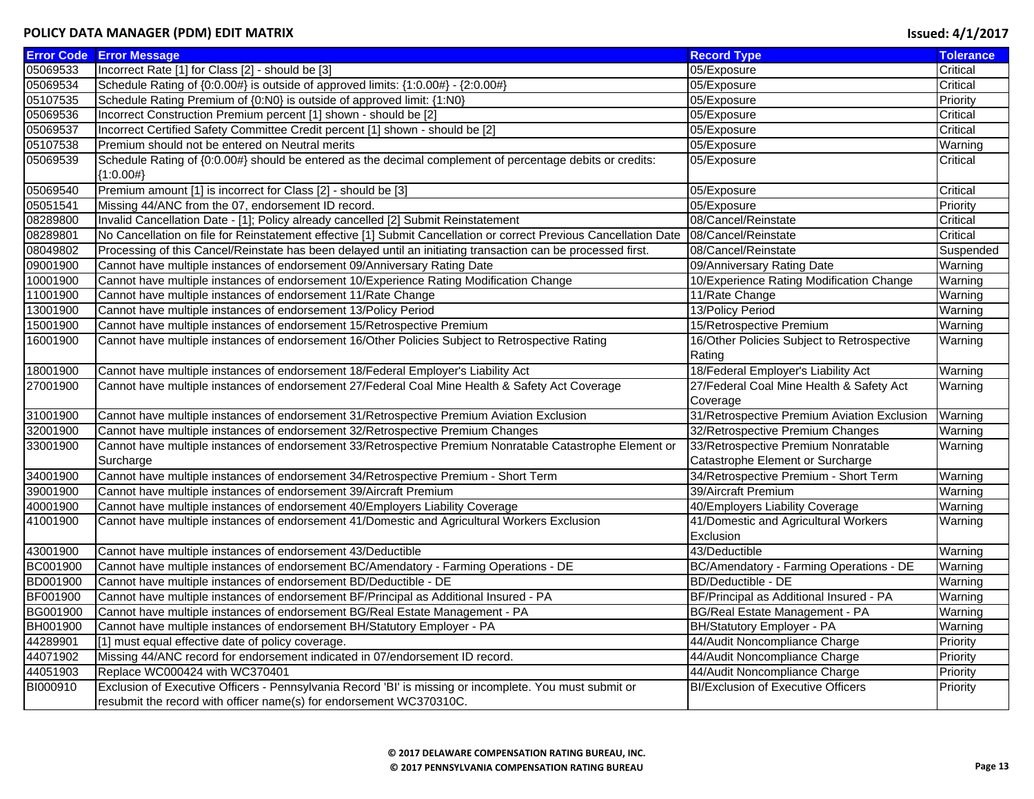| Error Code | Error Message | Record Type | Tolerance |
|---|---|---|---|
| 05069533 | Incorrect Rate [1] for Class [2] - should be [3] | 05/Exposure | Critical |
| 05069534 | Schedule Rating of {0:0.00#} is outside of approved limits: {1:0.00#} - {2:0.00#} | 05/Exposure | Critical |
| 05107535 | Schedule Rating Premium of {0:N0} is outside of approved limit: {1:N0} | 05/Exposure | Priority |
| 05069536 | Incorrect Construction Premium percent [1] shown - should be [2] | 05/Exposure | Critical |
| 05069537 | Incorrect Certified Safety Committee Credit percent [1] shown - should be [2] | 05/Exposure | Critical |
| 05107538 | Premium should not be entered on Neutral merits | 05/Exposure | Warning |
| 05069539 | Schedule Rating of {0:0.00#} should be entered as the decimal complement of percentage debits or credits: {1:0.00#} | 05/Exposure | Critical |
| 05069540 | Premium amount [1] is incorrect for Class [2] - should be [3] | 05/Exposure | Critical |
| 05051541 | Missing 44/ANC from the 07, endorsement ID record. | 05/Exposure | Priority |
| 08289800 | Invalid Cancellation Date - [1]; Policy already cancelled [2] Submit Reinstatement | 08/Cancel/Reinstate | Critical |
| 08289801 | No Cancellation on file for Reinstatement effective [1] Submit Cancellation or correct Previous Cancellation Date | 08/Cancel/Reinstate | Critical |
| 08049802 | Processing of this Cancel/Reinstate has been delayed until an initiating transaction can be processed first. | 08/Cancel/Reinstate | Suspended |
| 09001900 | Cannot have multiple instances of endorsement 09/Anniversary Rating Date | 09/Anniversary Rating Date | Warning |
| 10001900 | Cannot have multiple instances of endorsement 10/Experience Rating Modification Change | 10/Experience Rating Modification Change | Warning |
| 11001900 | Cannot have multiple instances of endorsement 11/Rate Change | 11/Rate Change | Warning |
| 13001900 | Cannot have multiple instances of endorsement 13/Policy Period | 13/Policy Period | Warning |
| 15001900 | Cannot have multiple instances of endorsement 15/Retrospective Premium | 15/Retrospective Premium | Warning |
| 16001900 | Cannot have multiple instances of endorsement 16/Other Policies Subject to Retrospective Rating | 16/Other Policies Subject to Retrospective Rating | Warning |
| 18001900 | Cannot have multiple instances of endorsement 18/Federal Employer's Liability Act | 18/Federal Employer's Liability Act | Warning |
| 27001900 | Cannot have multiple instances of endorsement 27/Federal Coal Mine Health & Safety Act Coverage | 27/Federal Coal Mine Health & Safety Act Coverage | Warning |
| 31001900 | Cannot have multiple instances of endorsement 31/Retrospective Premium Aviation Exclusion | 31/Retrospective Premium Aviation Exclusion | Warning |
| 32001900 | Cannot have multiple instances of endorsement 32/Retrospective Premium Changes | 32/Retrospective Premium Changes | Warning |
| 33001900 | Cannot have multiple instances of endorsement 33/Retrospective Premium Nonratable Catastrophe Element or Surcharge | 33/Retrospective Premium Nonratable Catastrophe Element or Surcharge | Warning |
| 34001900 | Cannot have multiple instances of endorsement 34/Retrospective Premium - Short Term | 34/Retrospective Premium - Short Term | Warning |
| 39001900 | Cannot have multiple instances of endorsement 39/Aircraft Premium | 39/Aircraft Premium | Warning |
| 40001900 | Cannot have multiple instances of endorsement 40/Employers Liability Coverage | 40/Employers Liability Coverage | Warning |
| 41001900 | Cannot have multiple instances of endorsement 41/Domestic and Agricultural Workers Exclusion | 41/Domestic and Agricultural Workers Exclusion | Warning |
| 43001900 | Cannot have multiple instances of endorsement 43/Deductible | 43/Deductible | Warning |
| BC001900 | Cannot have multiple instances of endorsement BC/Amendatory - Farming Operations - DE | BC/Amendatory - Farming Operations - DE | Warning |
| BD001900 | Cannot have multiple instances of endorsement BD/Deductible - DE | BD/Deductible - DE | Warning |
| BF001900 | Cannot have multiple instances of endorsement BF/Principal as Additional Insured - PA | BF/Principal as Additional Insured - PA | Warning |
| BG001900 | Cannot have multiple instances of endorsement BG/Real Estate Management - PA | BG/Real Estate Management - PA | Warning |
| BH001900 | Cannot have multiple instances of endorsement BH/Statutory Employer - PA | BH/Statutory Employer - PA | Warning |
| 44289901 | [1] must equal effective date of policy coverage. | 44/Audit Noncompliance Charge | Priority |
| 44071902 | Missing 44/ANC record for endorsement indicated in 07/endorsement ID record. | 44/Audit Noncompliance Charge | Priority |
| 44051903 | Replace WC000424 with WC370401 | 44/Audit Noncompliance Charge | Priority |
| BI000910 | Exclusion of Executive Officers - Pennsylvania Record 'BI' is missing or incomplete. You must submit or resubmit the record with officer name(s) for endorsement WC370310C. | BI/Exclusion of Executive Officers | Priority |